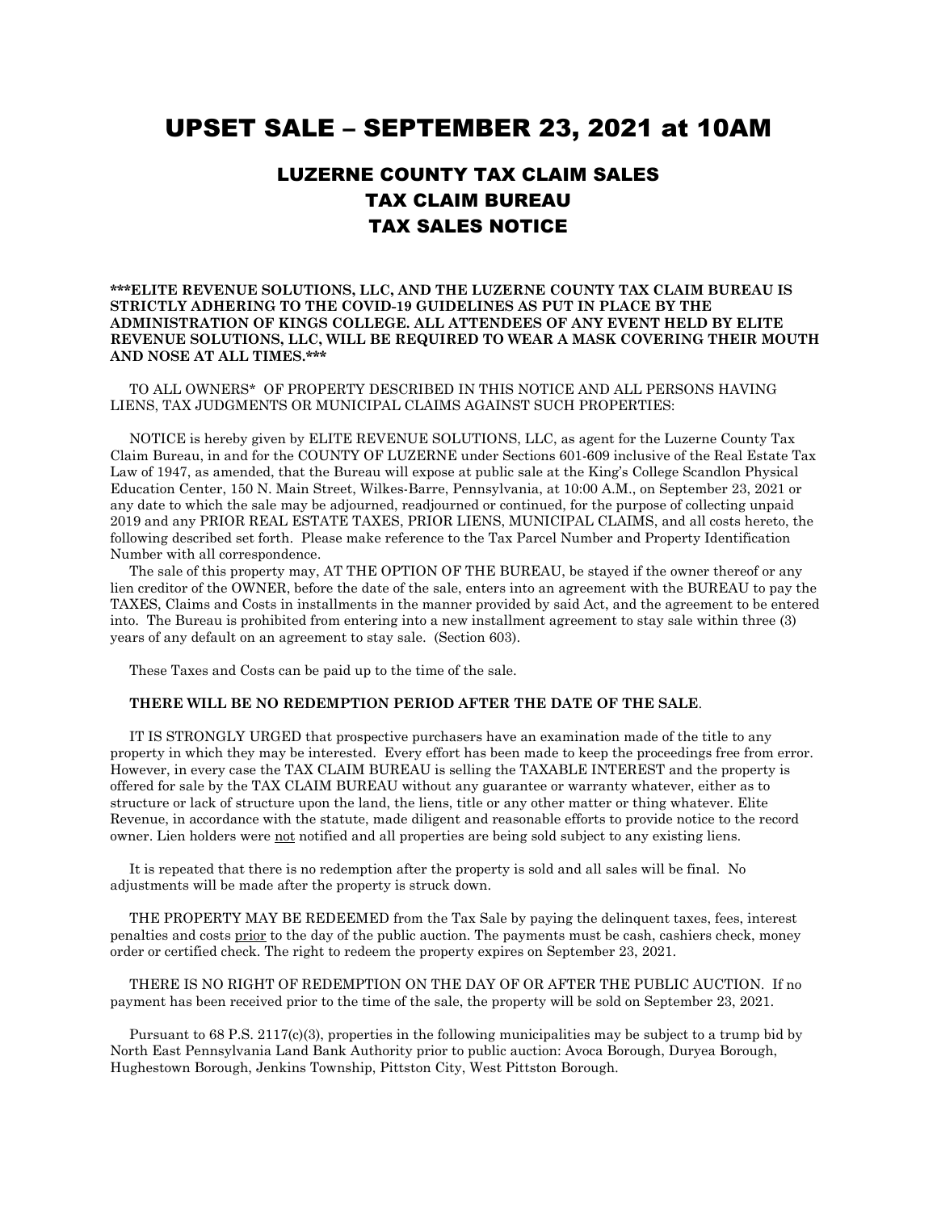# UPSET SALE – SEPTEMBER 23, 2021 at 10AM

## LUZERNE COUNTY TAX CLAIM SALES
## TAX CLAIM BUREAU
## TAX SALES NOTICE

**\*\*\*ELITE REVENUE SOLUTIONS, LLC, AND THE LUZERNE COUNTY TAX CLAIM BUREAU IS STRICTLY ADHERING TO THE COVID-19 GUIDELINES AS PUT IN PLACE BY THE ADMINISTRATION OF KINGS COLLEGE. ALL ATTENDEES OF ANY EVENT HELD BY ELITE REVENUE SOLUTIONS, LLC, WILL BE REQUIRED TO WEAR A MASK COVERING THEIR MOUTH AND NOSE AT ALL TIMES.\*\*\***

TO ALL OWNERS* OF PROPERTY DESCRIBED IN THIS NOTICE AND ALL PERSONS HAVING LIENS, TAX JUDGMENTS OR MUNICIPAL CLAIMS AGAINST SUCH PROPERTIES:

NOTICE is hereby given by ELITE REVENUE SOLUTIONS, LLC, as agent for the Luzerne County Tax Claim Bureau, in and for the COUNTY OF LUZERNE under Sections 601-609 inclusive of the Real Estate Tax Law of 1947, as amended, that the Bureau will expose at public sale at the King's College Scandlon Physical Education Center, 150 N. Main Street, Wilkes-Barre, Pennsylvania, at 10:00 A.M., on September 23, 2021 or any date to which the sale may be adjourned, readjourned or continued, for the purpose of collecting unpaid 2019 and any PRIOR REAL ESTATE TAXES, PRIOR LIENS, MUNICIPAL CLAIMS, and all costs hereto, the following described set forth. Please make reference to the Tax Parcel Number and Property Identification Number with all correspondence.

The sale of this property may, AT THE OPTION OF THE BUREAU, be stayed if the owner thereof or any lien creditor of the OWNER, before the date of the sale, enters into an agreement with the BUREAU to pay the TAXES, Claims and Costs in installments in the manner provided by said Act, and the agreement to be entered into. The Bureau is prohibited from entering into a new installment agreement to stay sale within three (3) years of any default on an agreement to stay sale. (Section 603).

These Taxes and Costs can be paid up to the time of the sale.

**THERE WILL BE NO REDEMPTION PERIOD AFTER THE DATE OF THE SALE**.

IT IS STRONGLY URGED that prospective purchasers have an examination made of the title to any property in which they may be interested. Every effort has been made to keep the proceedings free from error. However, in every case the TAX CLAIM BUREAU is selling the TAXABLE INTEREST and the property is offered for sale by the TAX CLAIM BUREAU without any guarantee or warranty whatever, either as to structure or lack of structure upon the land, the liens, title or any other matter or thing whatever. Elite Revenue, in accordance with the statute, made diligent and reasonable efforts to provide notice to the record owner. Lien holders were not notified and all properties are being sold subject to any existing liens.

It is repeated that there is no redemption after the property is sold and all sales will be final. No adjustments will be made after the property is struck down.

THE PROPERTY MAY BE REDEEMED from the Tax Sale by paying the delinquent taxes, fees, interest penalties and costs prior to the day of the public auction. The payments must be cash, cashiers check, money order or certified check. The right to redeem the property expires on September 23, 2021.

THERE IS NO RIGHT OF REDEMPTION ON THE DAY OF OR AFTER THE PUBLIC AUCTION. If no payment has been received prior to the time of the sale, the property will be sold on September 23, 2021.

Pursuant to 68 P.S. 2117(c)(3), properties in the following municipalities may be subject to a trump bid by North East Pennsylvania Land Bank Authority prior to public auction: Avoca Borough, Duryea Borough, Hughestown Borough, Jenkins Township, Pittston City, West Pittston Borough.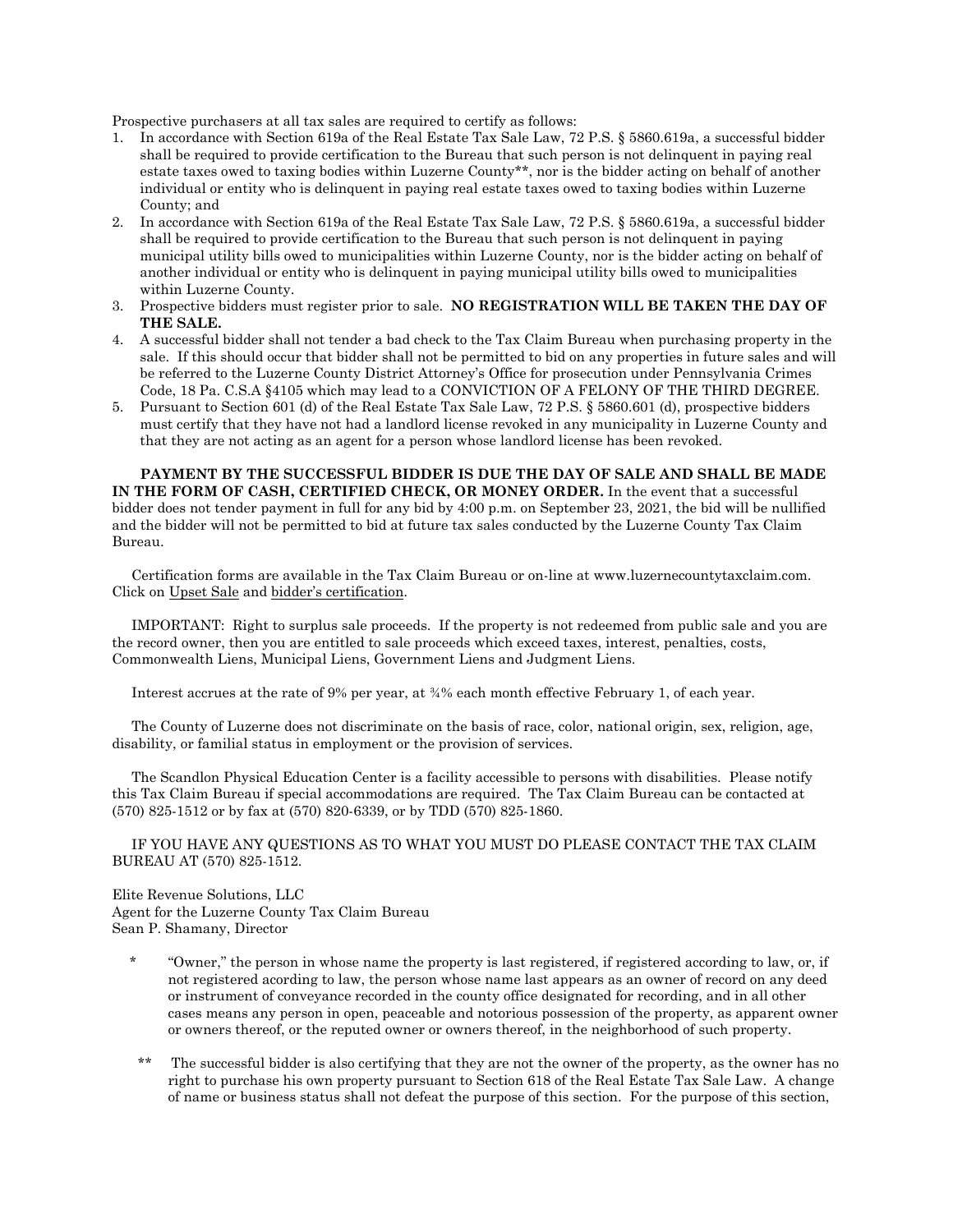Prospective purchasers at all tax sales are required to certify as follows:

1. In accordance with Section 619a of the Real Estate Tax Sale Law, 72 P.S. § 5860.619a, a successful bidder shall be required to provide certification to the Bureau that such person is not delinquent in paying real estate taxes owed to taxing bodies within Luzerne County**, nor is the bidder acting on behalf of another individual or entity who is delinquent in paying real estate taxes owed to taxing bodies within Luzerne County; and
2. In accordance with Section 619a of the Real Estate Tax Sale Law, 72 P.S. § 5860.619a, a successful bidder shall be required to provide certification to the Bureau that such person is not delinquent in paying municipal utility bills owed to municipalities within Luzerne County, nor is the bidder acting on behalf of another individual or entity who is delinquent in paying municipal utility bills owed to municipalities within Luzerne County.
3. Prospective bidders must register prior to sale. **NO REGISTRATION WILL BE TAKEN THE DAY OF THE SALE.**
4. A successful bidder shall not tender a bad check to the Tax Claim Bureau when purchasing property in the sale. If this should occur that bidder shall not be permitted to bid on any properties in future sales and will be referred to the Luzerne County District Attorney's Office for prosecution under Pennsylvania Crimes Code, 18 Pa. C.S.A §4105 which may lead to a CONVICTION OF A FELONY OF THE THIRD DEGREE.
5. Pursuant to Section 601 (d) of the Real Estate Tax Sale Law, 72 P.S. § 5860.601 (d), prospective bidders must certify that they have not had a landlord license revoked in any municipality in Luzerne County and that they are not acting as an agent for a person whose landlord license has been revoked.

**PAYMENT BY THE SUCCESSFUL BIDDER IS DUE THE DAY OF SALE AND SHALL BE MADE IN THE FORM OF CASH, CERTIFIED CHECK, OR MONEY ORDER.** In the event that a successful bidder does not tender payment in full for any bid by 4:00 p.m. on September 23, 2021, the bid will be nullified and the bidder will not be permitted to bid at future tax sales conducted by the Luzerne County Tax Claim Bureau.

Certification forms are available in the Tax Claim Bureau or on-line at www.luzernecountytaxclaim.com. Click on Upset Sale and bidder's certification.

IMPORTANT: Right to surplus sale proceeds. If the property is not redeemed from public sale and you are the record owner, then you are entitled to sale proceeds which exceed taxes, interest, penalties, costs, Commonwealth Liens, Municipal Liens, Government Liens and Judgment Liens.

Interest accrues at the rate of 9% per year, at ¾% each month effective February 1, of each year.

The County of Luzerne does not discriminate on the basis of race, color, national origin, sex, religion, age, disability, or familial status in employment or the provision of services.

The Scandlon Physical Education Center is a facility accessible to persons with disabilities. Please notify this Tax Claim Bureau if special accommodations are required. The Tax Claim Bureau can be contacted at (570) 825-1512 or by fax at (570) 820-6339, or by TDD (570) 825-1860.

IF YOU HAVE ANY QUESTIONS AS TO WHAT YOU MUST DO PLEASE CONTACT THE TAX CLAIM BUREAU AT (570) 825-1512.

Elite Revenue Solutions, LLC
Agent for the Luzerne County Tax Claim Bureau
Sean P. Shamany, Director

\* "Owner," the person in whose name the property is last registered, if registered according to law, or, if not registered acording to law, the person whose name last appears as an owner of record on any deed or instrument of conveyance recorded in the county office designated for recording, and in all other cases means any person in open, peaceable and notorious possession of the property, as apparent owner or owners thereof, or the reputed owner or owners thereof, in the neighborhood of such property.

\*\* The successful bidder is also certifying that they are not the owner of the property, as the owner has no right to purchase his own property pursuant to Section 618 of the Real Estate Tax Sale Law. A change of name or business status shall not defeat the purpose of this section. For the purpose of this section,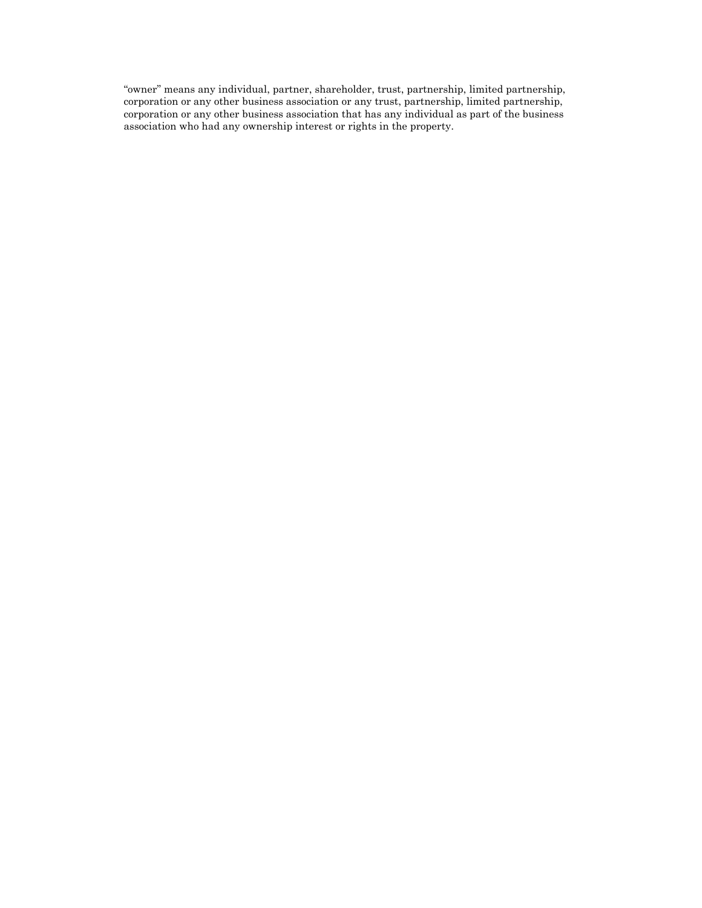"owner" means any individual, partner, shareholder, trust, partnership, limited partnership, corporation or any other business association or any trust, partnership, limited partnership, corporation or any other business association that has any individual as part of the business association who had any ownership interest or rights in the property.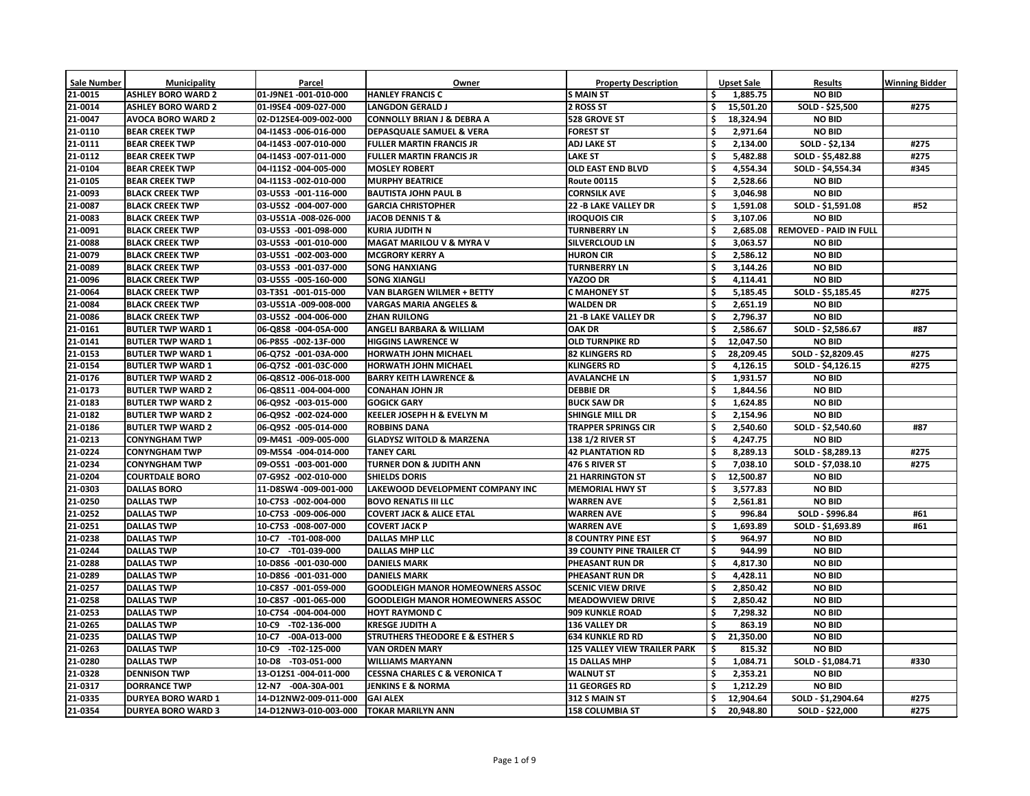| Sale Number | Municipality | Parcel | Owner | Property Description | Upset Sale | Results | Winning Bidder |
|---|---|---|---|---|---|---|---|
| 21-0015 | ASHLEY BORO WARD 2 | 01-J9NE1 -001-010-000 | HANLEY FRANCIS C | S MAIN ST | $ 1,885.75 | NO BID | |
| 21-0014 | ASHLEY BORO WARD 2 | 01-I9SE4 -009-027-000 | LANGDON GERALD J | 2 ROSS ST | $ 15,501.20 | SOLD - $25,500 | #275 |
| 21-0047 | AVOCA BORO WARD 2 | 02-D12SE4-009-002-000 | CONNOLLY BRIAN J & DEBRA A | 528 GROVE ST | $ 18,324.94 | NO BID | |
| 21-0110 | BEAR CREEK TWP | 04-I14S3 -006-016-000 | DEPASQUALE SAMUEL & VERA | FOREST ST | $ 2,971.64 | NO BID | |
| 21-0111 | BEAR CREEK TWP | 04-I14S3 -007-010-000 | FULLER MARTIN FRANCIS JR | ADJ LAKE ST | $ 2,134.00 | SOLD - $2,134 | #275 |
| 21-0112 | BEAR CREEK TWP | 04-I14S3 -007-011-000 | FULLER MARTIN FRANCIS JR | LAKE ST | $ 5,482.88 | SOLD - $5,482.88 | #275 |
| 21-0104 | BEAR CREEK TWP | 04-I11S2 -004-005-000 | MOSLEY ROBERT | OLD EAST END BLVD | $ 4,554.34 | SOLD - $4,554.34 | #345 |
| 21-0105 | BEAR CREEK TWP | 04-I11S3 -002-010-000 | MURPHY BEATRICE | Route 00115 | $ 2,528.66 | NO BID | |
| 21-0093 | BLACK CREEK TWP | 03-U5S3 -001-116-000 | BAUTISTA JOHN PAUL B | CORNSILK AVE | $ 3,046.98 | NO BID | |
| 21-0087 | BLACK CREEK TWP | 03-U5S2 -004-007-000 | GARCIA CHRISTOPHER | 22 -B LAKE VALLEY DR | $ 1,591.08 | SOLD - $1,591.08 | #52 |
| 21-0083 | BLACK CREEK TWP | 03-U5S1A -008-026-000 | JACOB DENNIS T & | IROQUOIS CIR | $ 3,107.06 | NO BID | |
| 21-0091 | BLACK CREEK TWP | 03-U5S3 -001-098-000 | KURIA JUDITH N | TURNBERRY LN | $ 2,685.08 | REMOVED - PAID IN FULL | |
| 21-0088 | BLACK CREEK TWP | 03-U5S3 -001-010-000 | MAGAT MARILOU V & MYRA V | SILVERCLOUD LN | $ 3,063.57 | NO BID | |
| 21-0079 | BLACK CREEK TWP | 03-U5S1 -002-003-000 | MCGRORY KERRY A | HURON CIR | $ 2,586.12 | NO BID | |
| 21-0089 | BLACK CREEK TWP | 03-U5S3 -001-037-000 | SONG HANXIANG | TURNBERRY LN | $ 3,144.26 | NO BID | |
| 21-0096 | BLACK CREEK TWP | 03-U5S5 -005-160-000 | SONG XIANGLI | YAZOO DR | $ 4,114.41 | NO BID | |
| 21-0064 | BLACK CREEK TWP | 03-T3S1 -001-015-000 | VAN BLARGEN WILMER + BETTY | C MAHONEY ST | $ 5,185.45 | SOLD - $5,185.45 | #275 |
| 21-0084 | BLACK CREEK TWP | 03-U5S1A -009-008-000 | VARGAS MARIA ANGELES & | WALDEN DR | $ 2,651.19 | NO BID | |
| 21-0086 | BLACK CREEK TWP | 03-U5S2 -004-006-000 | ZHAN RUILONG | 21 -B LAKE VALLEY DR | $ 2,796.37 | NO BID | |
| 21-0161 | BUTLER TWP WARD 1 | 06-Q8S8 -004-05A-000 | ANGELI BARBARA & WILLIAM | OAK DR | $ 2,586.67 | SOLD - $2,586.67 | #87 |
| 21-0141 | BUTLER TWP WARD 1 | 06-P8S5 -002-13F-000 | HIGGINS LAWRENCE W | OLD TURNPIKE RD | $ 12,047.50 | NO BID | |
| 21-0153 | BUTLER TWP WARD 1 | 06-Q7S2 -001-03A-000 | HORWATH JOHN MICHAEL | 82 KLINGERS RD | $ 28,209.45 | SOLD - $2,8209.45 | #275 |
| 21-0154 | BUTLER TWP WARD 1 | 06-Q7S2 -001-03C-000 | HORWATH JOHN MICHAEL | KLINGERS RD | $ 4,126.15 | SOLD - $4,126.15 | #275 |
| 21-0176 | BUTLER TWP WARD 2 | 06-Q8S12 -006-018-000 | BARRY KEITH LAWRENCE & | AVALANCHE LN | $ 1,931.57 | NO BID | |
| 21-0173 | BUTLER TWP WARD 2 | 06-Q8S11 -004-004-000 | CONAHAN JOHN JR | DEBBIE DR | $ 1,844.56 | NO BID | |
| 21-0183 | BUTLER TWP WARD 2 | 06-Q9S2 -003-015-000 | GOGICK GARY | BUCK SAW DR | $ 1,624.85 | NO BID | |
| 21-0182 | BUTLER TWP WARD 2 | 06-Q9S2 -002-024-000 | KEELER JOSEPH H & EVELYN M | SHINGLE MILL DR | $ 2,154.96 | NO BID | |
| 21-0186 | BUTLER TWP WARD 2 | 06-Q9S2 -005-014-000 | ROBBINS DANA | TRAPPER SPRINGS CIR | $ 2,540.60 | SOLD - $2,540.60 | #87 |
| 21-0213 | CONYNGHAM TWP | 09-M4S1 -009-005-000 | GLADYSZ WITOLD & MARZENA | 138 1/2 RIVER ST | $ 4,247.75 | NO BID | |
| 21-0224 | CONYNGHAM TWP | 09-M5S4 -004-014-000 | TANEY CARL | 42 PLANTATION RD | $ 8,289.13 | SOLD - $8,289.13 | #275 |
| 21-0234 | CONYNGHAM TWP | 09-O5S1 -003-001-000 | TURNER DON & JUDITH ANN | 476 S RIVER ST | $ 7,038.10 | SOLD - $7,038.10 | #275 |
| 21-0204 | COURTDALE BORO | 07-G9S2 -002-010-000 | SHIELDS DORIS | 21 HARRINGTON ST | $ 12,500.87 | NO BID | |
| 21-0303 | DALLAS BORO | 11-D8SW4 -009-001-000 | LAKEWOOD DEVELOPMENT COMPANY INC | MEMORIAL HWY ST | $ 3,577.83 | NO BID | |
| 21-0250 | DALLAS TWP | 10-C7S3 -002-004-000 | BOVO RENATLS III LLC | WARREN AVE | $ 2,561.81 | NO BID | |
| 21-0252 | DALLAS TWP | 10-C7S3 -009-006-000 | COVERT JACK & ALICE ETAL | WARREN AVE | $ 996.84 | SOLD - $996.84 | #61 |
| 21-0251 | DALLAS TWP | 10-C7S3 -008-007-000 | COVERT JACK P | WARREN AVE | $ 1,693.89 | SOLD - $1,693.89 | #61 |
| 21-0238 | DALLAS TWP | 10-C7 -T01-008-000 | DALLAS MHP LLC | 8 COUNTRY PINE EST | $ 964.97 | NO BID | |
| 21-0244 | DALLAS TWP | 10-C7 -T01-039-000 | DALLAS MHP LLC | 39 COUNTY PINE TRAILER CT | $ 944.99 | NO BID | |
| 21-0288 | DALLAS TWP | 10-D8S6 -001-030-000 | DANIELS MARK | PHEASANT RUN DR | $ 4,817.30 | NO BID | |
| 21-0289 | DALLAS TWP | 10-D8S6 -001-031-000 | DANIELS MARK | PHEASANT RUN DR | $ 4,428.11 | NO BID | |
| 21-0257 | DALLAS TWP | 10-C8S7 -001-059-000 | GOODLEIGH MANOR HOMEOWNERS ASSOC | SCENIC VIEW DRIVE | $ 2,850.42 | NO BID | |
| 21-0258 | DALLAS TWP | 10-C8S7 -001-065-000 | GOODLEIGH MANOR HOMEOWNERS ASSOC | MEADOWVIEW DRIVE | $ 2,850.42 | NO BID | |
| 21-0253 | DALLAS TWP | 10-C7S4 -004-004-000 | HOYT RAYMOND C | 909 KUNKLE ROAD | $ 7,298.32 | NO BID | |
| 21-0265 | DALLAS TWP | 10-C9 -T02-136-000 | KRESGE JUDITH A | 136 VALLEY DR | $ 863.19 | NO BID | |
| 21-0235 | DALLAS TWP | 10-C7 -00A-013-000 | STRUTHERS THEODORE E & ESTHER S | 634 KUNKLE RD RD | $ 21,350.00 | NO BID | |
| 21-0263 | DALLAS TWP | 10-C9 -T02-125-000 | VAN ORDEN MARY | 125 VALLEY VIEW TRAILER PARK | $ 815.32 | NO BID | |
| 21-0280 | DALLAS TWP | 10-D8 -T03-051-000 | WILLIAMS MARYANN | 15 DALLAS MHP | $ 1,084.71 | SOLD - $1,084.71 | #330 |
| 21-0328 | DENNISON TWP | 13-O12S1 -004-011-000 | CESSNA CHARLES C & VERONICA T | WALNUT ST | $ 2,353.21 | NO BID | |
| 21-0317 | DORRANCE TWP | 12-N7 -00A-30A-001 | JENKINS E & NORMA | 11 GEORGES RD | $ 1,212.29 | NO BID | |
| 21-0335 | DURYEA BORO WARD 1 | 14-D12NW2-009-011-000 | GAI ALEX | 312 S MAIN ST | $ 12,904.64 | SOLD - $1,2904.64 | #275 |
| 21-0354 | DURYEA BORO WARD 3 | 14-D12NW3-010-003-000 | TOKAR MARILYN ANN | 158 COLUMBIA ST | $ 20,948.80 | SOLD - $22,000 | #275 |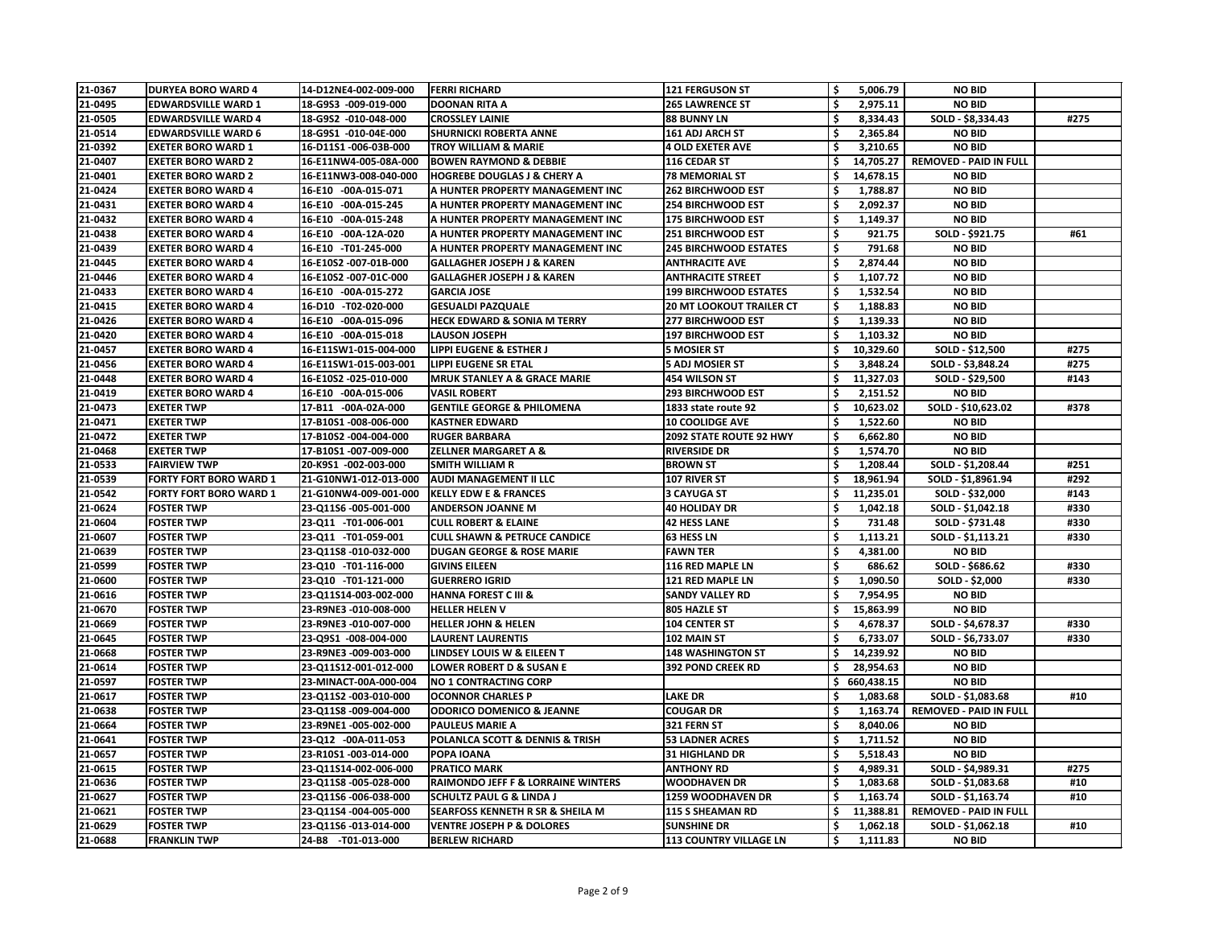| | | | | | | | |
|---|---|---|---|---|---|---|---|
| 21-0367 | DURYEA BORO WARD 4 | 14-D12NE4-002-009-000 | FERRI RICHARD | 121 FERGUSON ST | $ 5,006.79 | NO BID | |
| 21-0495 | EDWARDSVILLE WARD 1 | 18-G9S3 -009-019-000 | DOONAN RITA A | 265 LAWRENCE ST | $ 2,975.11 | NO BID | |
| 21-0505 | EDWARDSVILLE WARD 4 | 18-G9S2 -010-048-000 | CROSSLEY LAINIE | 88 BUNNY LN | $ 8,334.43 | SOLD - $8,334.43 | #275 |
| 21-0514 | EDWARDSVILLE WARD 6 | 18-G9S1 -010-04E-000 | SHURNICKI ROBERTA ANNE | 161 ADJ ARCH ST | $ 2,365.84 | NO BID | |
| 21-0392 | EXETER BORO WARD 1 | 16-D11S1 -006-03B-000 | TROY WILLIAM & MARIE | 4 OLD EXETER AVE | $ 3,210.65 | NO BID | |
| 21-0407 | EXETER BORO WARD 2 | 16-E11NW4-005-08A-000 | BOWEN RAYMOND & DEBBIE | 116 CEDAR ST | $ 14,705.27 | REMOVED - PAID IN FULL | |
| 21-0401 | EXETER BORO WARD 2 | 16-E11NW3-008-040-000 | HOGREBE DOUGLAS J & CHERY A | 78 MEMORIAL ST | $ 14,678.15 | NO BID | |
| 21-0424 | EXETER BORO WARD 4 | 16-E10 -00A-015-071 | A HUNTER PROPERTY MANAGEMENT INC | 262 BIRCHWOOD EST | $ 1,788.87 | NO BID | |
| 21-0431 | EXETER BORO WARD 4 | 16-E10 -00A-015-245 | A HUNTER PROPERTY MANAGEMENT INC | 254 BIRCHWOOD EST | $ 2,092.37 | NO BID | |
| 21-0432 | EXETER BORO WARD 4 | 16-E10 -00A-015-248 | A HUNTER PROPERTY MANAGEMENT INC | 175 BIRCHWOOD EST | $ 1,149.37 | NO BID | |
| 21-0438 | EXETER BORO WARD 4 | 16-E10 -00A-12A-020 | A HUNTER PROPERTY MANAGEMENT INC | 251 BIRCHWOOD EST | $ 921.75 | SOLD - $921.75 | #61 |
| 21-0439 | EXETER BORO WARD 4 | 16-E10 -T01-245-000 | A HUNTER PROPERTY MANAGEMENT INC | 245 BIRCHWOOD ESTATES | $ 791.68 | NO BID | |
| 21-0445 | EXETER BORO WARD 4 | 16-E10S2 -007-01B-000 | GALLAGHER JOSEPH J & KAREN | ANTHRACITE AVE | $ 2,874.44 | NO BID | |
| 21-0446 | EXETER BORO WARD 4 | 16-E10S2 -007-01C-000 | GALLAGHER JOSEPH J & KAREN | ANTHRACITE STREET | $ 1,107.72 | NO BID | |
| 21-0433 | EXETER BORO WARD 4 | 16-E10 -00A-015-272 | GARCIA JOSE | 199 BIRCHWOOD ESTATES | $ 1,532.54 | NO BID | |
| 21-0415 | EXETER BORO WARD 4 | 16-D10 -T02-020-000 | GESUALDI PAZQUALE | 20 MT LOOKOUT TRAILER CT | $ 1,188.83 | NO BID | |
| 21-0426 | EXETER BORO WARD 4 | 16-E10 -00A-015-096 | HECK EDWARD & SONIA M TERRY | 277 BIRCHWOOD EST | $ 1,139.33 | NO BID | |
| 21-0420 | EXETER BORO WARD 4 | 16-E10 -00A-015-018 | LAUSON JOSEPH | 197 BIRCHWOOD EST | $ 1,103.32 | NO BID | |
| 21-0457 | EXETER BORO WARD 4 | 16-E11SW1-015-004-000 | LIPPI EUGENE & ESTHER J | 5 MOSIER ST | $ 10,329.60 | SOLD - $12,500 | #275 |
| 21-0456 | EXETER BORO WARD 4 | 16-E11SW1-015-003-001 | LIPPI EUGENE SR ETAL | 5 ADJ MOSIER ST | $ 3,848.24 | SOLD - $3,848.24 | #275 |
| 21-0448 | EXETER BORO WARD 4 | 16-E10S2 -025-010-000 | MRUK STANLEY A & GRACE MARIE | 454 WILSON ST | $ 11,327.03 | SOLD - $29,500 | #143 |
| 21-0419 | EXETER BORO WARD 4 | 16-E10 -00A-015-006 | VASIL ROBERT | 293 BIRCHWOOD EST | $ 2,151.52 | NO BID | |
| 21-0473 | EXETER TWP | 17-B11 -00A-02A-000 | GENTILE GEORGE & PHILOMENA | 1833 state route 92 | $ 10,623.02 | SOLD - $10,623.02 | #378 |
| 21-0471 | EXETER TWP | 17-B10S1 -008-006-000 | KASTNER EDWARD | 10 COOLIDGE AVE | $ 1,522.60 | NO BID | |
| 21-0472 | EXETER TWP | 17-B10S2 -004-004-000 | RUGER BARBARA | 2092 STATE ROUTE 92 HWY | $ 6,662.80 | NO BID | |
| 21-0468 | EXETER TWP | 17-B10S1 -007-009-000 | ZELLNER MARGARET A & | RIVERSIDE DR | $ 1,574.70 | NO BID | |
| 21-0533 | FAIRVIEW TWP | 20-K9S1 -002-003-000 | SMITH WILLIAM R | BROWN ST | $ 1,208.44 | SOLD - $1,208.44 | #251 |
| 21-0539 | FORTY FORT BORO WARD 1 | 21-G10NW1-012-013-000 | AUDI MANAGEMENT II LLC | 107 RIVER ST | $ 18,961.94 | SOLD - $1,8961.94 | #292 |
| 21-0542 | FORTY FORT BORO WARD 1 | 21-G10NW4-009-001-000 | KELLY EDW E & FRANCES | 3 CAYUGA ST | $ 11,235.01 | SOLD - $32,000 | #143 |
| 21-0624 | FOSTER TWP | 23-Q11S6 -005-001-000 | ANDERSON JOANNE M | 40 HOLIDAY DR | $ 1,042.18 | SOLD - $1,042.18 | #330 |
| 21-0604 | FOSTER TWP | 23-Q11 -T01-006-001 | CULL ROBERT & ELAINE | 42 HESS LANE | $ 731.48 | SOLD - $731.48 | #330 |
| 21-0607 | FOSTER TWP | 23-Q11 -T01-059-001 | CULL SHAWN & PETRUCE CANDICE | 63 HESS LN | $ 1,113.21 | SOLD - $1,113.21 | #330 |
| 21-0639 | FOSTER TWP | 23-Q11S8 -010-032-000 | DUGAN GEORGE & ROSE MARIE | FAWN TER | $ 4,381.00 | NO BID | |
| 21-0599 | FOSTER TWP | 23-Q10 -T01-116-000 | GIVINS EILEEN | 116 RED MAPLE LN | $ 686.62 | SOLD - $686.62 | #330 |
| 21-0600 | FOSTER TWP | 23-Q10 -T01-121-000 | GUERRERO IGRID | 121 RED MAPLE LN | $ 1,090.50 | SOLD - $2,000 | #330 |
| 21-0616 | FOSTER TWP | 23-Q11S14-003-002-000 | HANNA FOREST C III & | SANDY VALLEY RD | $ 7,954.95 | NO BID | |
| 21-0670 | FOSTER TWP | 23-R9NE3 -010-008-000 | HELLER HELEN V | 805 HAZLE ST | $ 15,863.99 | NO BID | |
| 21-0669 | FOSTER TWP | 23-R9NE3 -010-007-000 | HELLER JOHN & HELEN | 104 CENTER ST | $ 4,678.37 | SOLD - $4,678.37 | #330 |
| 21-0645 | FOSTER TWP | 23-Q9S1 -008-004-000 | LAURENT LAURENTIS | 102 MAIN ST | $ 6,733.07 | SOLD - $6,733.07 | #330 |
| 21-0668 | FOSTER TWP | 23-R9NE3 -009-003-000 | LINDSEY LOUIS W & EILEEN T | 148 WASHINGTON ST | $ 14,239.92 | NO BID | |
| 21-0614 | FOSTER TWP | 23-Q11S12-001-012-000 | LOWER ROBERT D & SUSAN E | 392 POND CREEK RD | $ 28,954.63 | NO BID | |
| 21-0597 | FOSTER TWP | 23-MINACT-00A-000-004 | NO 1 CONTRACTING CORP | | $ 660,438.15 | NO BID | |
| 21-0617 | FOSTER TWP | 23-Q11S2 -003-010-000 | OCONNOR CHARLES P | LAKE DR | $ 1,083.68 | SOLD - $1,083.68 | #10 |
| 21-0638 | FOSTER TWP | 23-Q11S8 -009-004-000 | ODORICO DOMENICO & JEANNE | COUGAR DR | $ 1,163.74 | REMOVED - PAID IN FULL | |
| 21-0664 | FOSTER TWP | 23-R9NE1 -005-002-000 | PAULEUS MARIE A | 321 FERN ST | $ 8,040.06 | NO BID | |
| 21-0641 | FOSTER TWP | 23-Q12 -00A-011-053 | POLANLCA SCOTT & DENNIS & TRISH | 53 LADNER ACRES | $ 1,711.52 | NO BID | |
| 21-0657 | FOSTER TWP | 23-R10S1 -003-014-000 | POPA IOANA | 31 HIGHLAND DR | $ 5,518.43 | NO BID | |
| 21-0615 | FOSTER TWP | 23-Q11S14-002-006-000 | PRATICO MARK | ANTHONY RD | $ 4,989.31 | SOLD - $4,989.31 | #275 |
| 21-0636 | FOSTER TWP | 23-Q11S8 -005-028-000 | RAIMONDO JEFF F & LORRAINE WINTERS | WOODHAVEN DR | $ 1,083.68 | SOLD - $1,083.68 | #10 |
| 21-0627 | FOSTER TWP | 23-Q11S6 -006-038-000 | SCHULTZ PAUL G & LINDA J | 1259 WOODHAVEN DR | $ 1,163.74 | SOLD - $1,163.74 | #10 |
| 21-0621 | FOSTER TWP | 23-Q11S4 -004-005-000 | SEARFOSS KENNETH R SR & SHEILA M | 115 S SHEAMAN RD | $ 11,388.81 | REMOVED - PAID IN FULL | |
| 21-0629 | FOSTER TWP | 23-Q11S6 -013-014-000 | VENTRE JOSEPH P & DOLORES | SUNSHINE DR | $ 1,062.18 | SOLD - $1,062.18 | #10 |
| 21-0688 | FRANKLIN TWP | 24-B8 -T01-013-000 | BERLEW RICHARD | 113 COUNTRY VILLAGE LN | $ 1,111.83 | NO BID | |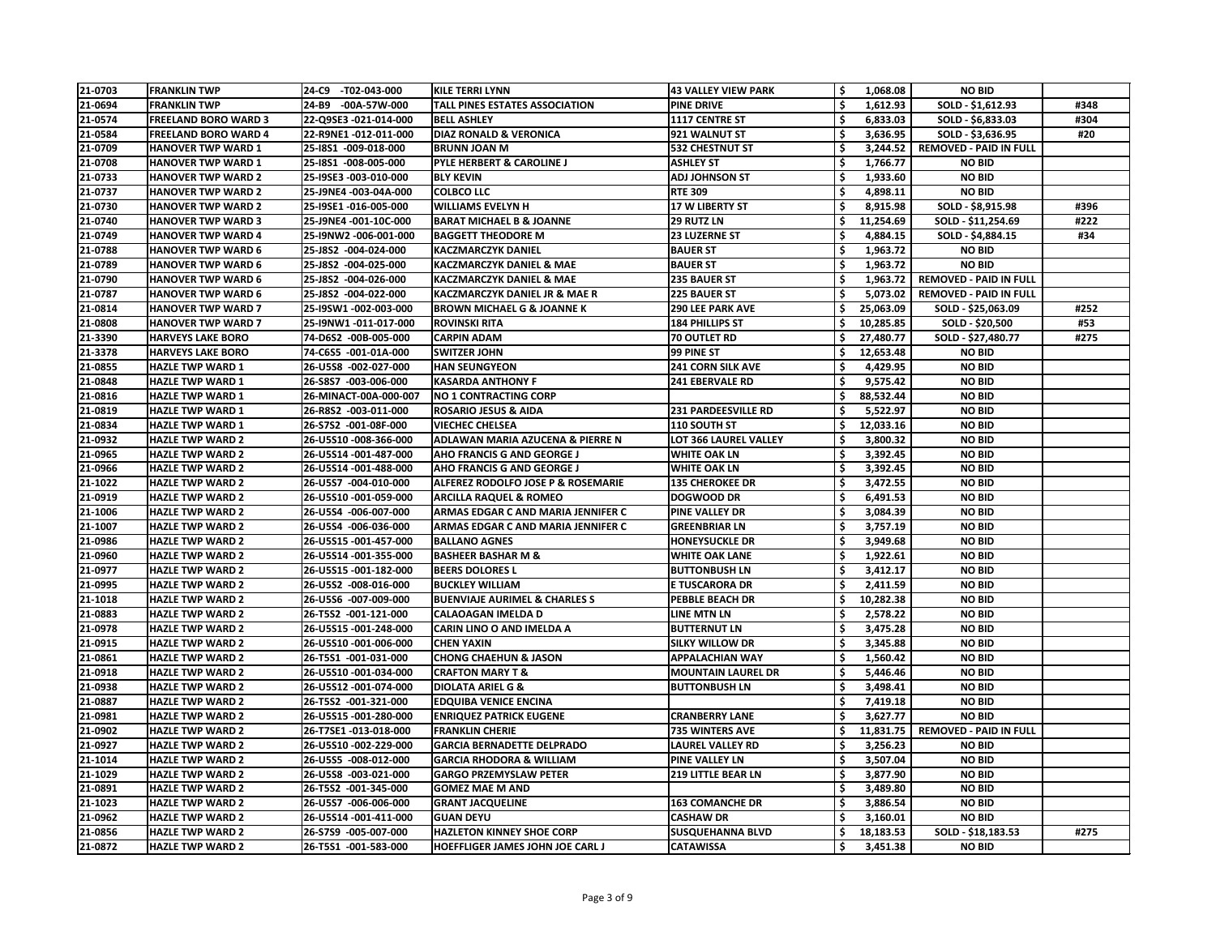| 21-0703 | FRANKLIN TWP | 24-C9 -T02-043-000 | KILE TERRI LYNN | 43 VALLEY VIEW PARK | $ 1,068.08 | NO BID | |
|---|---|---|---|---|---|---|---|
| 21-0694 | FRANKLIN TWP | 24-B9 -00A-57W-000 | TALL PINES ESTATES ASSOCIATION | PINE DRIVE | $ 1,612.93 | SOLD - $1,612.93 | #348 |
| 21-0574 | FREELAND BORO WARD 3 | 22-Q9SE3 -021-014-000 | BELL ASHLEY | 1117 CENTRE ST | $ 6,833.03 | SOLD - $6,833.03 | #304 |
| 21-0584 | FREELAND BORO WARD 4 | 22-R9NE1 -012-011-000 | DIAZ RONALD & VERONICA | 921 WALNUT ST | $ 3,636.95 | SOLD - $3,636.95 | #20 |
| 21-0709 | HANOVER TWP WARD 1 | 25-I8S1 -009-018-000 | BRUNN JOAN M | 532 CHESTNUT ST | $ 3,244.52 | REMOVED - PAID IN FULL | |
| 21-0708 | HANOVER TWP WARD 1 | 25-I8S1 -008-005-000 | PYLE HERBERT & CAROLINE J | ASHLEY ST | $ 1,766.77 | NO BID | |
| 21-0733 | HANOVER TWP WARD 2 | 25-I9SE3 -003-010-000 | BLY KEVIN | ADJ JOHNSON ST | $ 1,933.60 | NO BID | |
| 21-0737 | HANOVER TWP WARD 2 | 25-J9NE4 -003-04A-000 | COLBCO LLC | RTE 309 | $ 4,898.11 | NO BID | |
| 21-0730 | HANOVER TWP WARD 2 | 25-I9SE1 -016-005-000 | WILLIAMS EVELYN H | 17 W LIBERTY ST | $ 8,915.98 | SOLD - $8,915.98 | #396 |
| 21-0740 | HANOVER TWP WARD 3 | 25-J9NE4 -001-10C-000 | BARAT MICHAEL B & JOANNE | 29 RUTZ LN | $ 11,254.69 | SOLD - $11,254.69 | #222 |
| 21-0749 | HANOVER TWP WARD 4 | 25-I9NW2 -006-001-000 | BAGGETT THEODORE M | 23 LUZERNE ST | $ 4,884.15 | SOLD - $4,884.15 | #34 |
| 21-0788 | HANOVER TWP WARD 6 | 25-J8S2 -004-024-000 | KACZMARCZYK DANIEL | BAUER ST | $ 1,963.72 | NO BID | |
| 21-0789 | HANOVER TWP WARD 6 | 25-J8S2 -004-025-000 | KACZMARCZYK DANIEL & MAE | BAUER ST | $ 1,963.72 | NO BID | |
| 21-0790 | HANOVER TWP WARD 6 | 25-J8S2 -004-026-000 | KACZMARCZYK DANIEL & MAE | 235 BAUER ST | $ 1,963.72 | REMOVED - PAID IN FULL | |
| 21-0787 | HANOVER TWP WARD 6 | 25-J8S2 -004-022-000 | KACZMARCZYK DANIEL JR & MAE R | 225 BAUER ST | $ 5,073.02 | REMOVED - PAID IN FULL | |
| 21-0814 | HANOVER TWP WARD 7 | 25-I9SW1 -002-003-000 | BROWN MICHAEL G & JOANNE K | 290 LEE PARK AVE | $ 25,063.09 | SOLD - $25,063.09 | #252 |
| 21-0808 | HANOVER TWP WARD 7 | 25-I9NW1 -011-017-000 | ROVINSKI RITA | 184 PHILLIPS ST | $ 10,285.85 | SOLD - $20,500 | #53 |
| 21-3390 | HARVEYS LAKE BORO | 74-D6S2 -00B-005-000 | CARPIN ADAM | 70 OUTLET RD | $ 27,480.77 | SOLD - $27,480.77 | #275 |
| 21-3378 | HARVEYS LAKE BORO | 74-C6S5 -001-01A-000 | SWITZER JOHN | 99 PINE ST | $ 12,653.48 | NO BID | |
| 21-0855 | HAZLE TWP WARD 1 | 26-U5S8 -002-027-000 | HAN SEUNGYEON | 241 CORN SILK AVE | $ 4,429.95 | NO BID | |
| 21-0848 | HAZLE TWP WARD 1 | 26-S8S7 -003-006-000 | KASARDA ANTHONY F | 241 EBERVALE RD | $ 9,575.42 | NO BID | |
| 21-0816 | HAZLE TWP WARD 1 | 26-MINACT-00A-000-007 | NO 1 CONTRACTING CORP | | $ 88,532.44 | NO BID | |
| 21-0819 | HAZLE TWP WARD 1 | 26-R8S2 -003-011-000 | ROSARIO JESUS & AIDA | 231 PARDEESVILLE RD | $ 5,522.97 | NO BID | |
| 21-0834 | HAZLE TWP WARD 1 | 26-S7S2 -001-08F-000 | VIECHEC CHELSEA | 110 SOUTH ST | $ 12,033.16 | NO BID | |
| 21-0932 | HAZLE TWP WARD 2 | 26-U5S10 -008-366-000 | ADLAWAN MARIA AZUCENA & PIERRE N | LOT 366 LAUREL VALLEY | $ 3,800.32 | NO BID | |
| 21-0965 | HAZLE TWP WARD 2 | 26-U5S14 -001-487-000 | AHO FRANCIS G AND GEORGE J | WHITE OAK LN | $ 3,392.45 | NO BID | |
| 21-0966 | HAZLE TWP WARD 2 | 26-U5S14 -001-488-000 | AHO FRANCIS G AND GEORGE J | WHITE OAK LN | $ 3,392.45 | NO BID | |
| 21-1022 | HAZLE TWP WARD 2 | 26-U5S7 -004-010-000 | ALFEREZ RODOLFO JOSE P & ROSEMARIE | 135 CHEROKEE DR | $ 3,472.55 | NO BID | |
| 21-0919 | HAZLE TWP WARD 2 | 26-U5S10 -001-059-000 | ARCILLA RAQUEL & ROMEO | DOGWOOD DR | $ 6,491.53 | NO BID | |
| 21-1006 | HAZLE TWP WARD 2 | 26-U5S4 -006-007-000 | ARMAS EDGAR C AND MARIA JENNIFER C | PINE VALLEY DR | $ 3,084.39 | NO BID | |
| 21-1007 | HAZLE TWP WARD 2 | 26-U5S4 -006-036-000 | ARMAS EDGAR C AND MARIA JENNIFER C | GREENBRIAR LN | $ 3,757.19 | NO BID | |
| 21-0986 | HAZLE TWP WARD 2 | 26-U5S15 -001-457-000 | BALLANO AGNES | HONEYSUCKLE DR | $ 3,949.68 | NO BID | |
| 21-0960 | HAZLE TWP WARD 2 | 26-U5S14 -001-355-000 | BASHEER BASHAR M & | WHITE OAK LANE | $ 1,922.61 | NO BID | |
| 21-0977 | HAZLE TWP WARD 2 | 26-U5S15 -001-182-000 | BEERS DOLORES L | BUTTONBUSH LN | $ 3,412.17 | NO BID | |
| 21-0995 | HAZLE TWP WARD 2 | 26-U5S2 -008-016-000 | BUCKLEY WILLIAM | E TUSCARORA DR | $ 2,411.59 | NO BID | |
| 21-1018 | HAZLE TWP WARD 2 | 26-U5S6 -007-009-000 | BUENVIAJE AURIMEL & CHARLES S | PEBBLE BEACH DR | $ 10,282.38 | NO BID | |
| 21-0883 | HAZLE TWP WARD 2 | 26-T5S2 -001-121-000 | CALAOAGAN IMELDA D | LINE MTN LN | $ 2,578.22 | NO BID | |
| 21-0978 | HAZLE TWP WARD 2 | 26-U5S15 -001-248-000 | CARIN LINO O AND IMELDA A | BUTTERNUT LN | $ 3,475.28 | NO BID | |
| 21-0915 | HAZLE TWP WARD 2 | 26-U5S10 -001-006-000 | CHEN YAXIN | SILKY WILLOW DR | $ 3,345.88 | NO BID | |
| 21-0861 | HAZLE TWP WARD 2 | 26-T5S1 -001-031-000 | CHONG CHAEHUN & JASON | APPALACHIAN WAY | $ 1,560.42 | NO BID | |
| 21-0918 | HAZLE TWP WARD 2 | 26-U5S10 -001-034-000 | CRAFTON MARY T & | MOUNTAIN LAUREL DR | $ 5,446.46 | NO BID | |
| 21-0938 | HAZLE TWP WARD 2 | 26-U5S12 -001-074-000 | DIOLATA ARIEL G & | BUTTONBUSH LN | $ 3,498.41 | NO BID | |
| 21-0887 | HAZLE TWP WARD 2 | 26-T5S2 -001-321-000 | EDQUIBA VENICE ENCINA | | $ 7,419.18 | NO BID | |
| 21-0981 | HAZLE TWP WARD 2 | 26-U5S15 -001-280-000 | ENRIQUEZ PATRICK EUGENE | CRANBERRY LANE | $ 3,627.77 | NO BID | |
| 21-0902 | HAZLE TWP WARD 2 | 26-T7SE1 -013-018-000 | FRANKLIN CHERIE | 735 WINTERS AVE | $ 11,831.75 | REMOVED - PAID IN FULL | |
| 21-0927 | HAZLE TWP WARD 2 | 26-U5S10 -002-229-000 | GARCIA BERNADETTE DELPRADO | LAUREL VALLEY RD | $ 3,256.23 | NO BID | |
| 21-1014 | HAZLE TWP WARD 2 | 26-U5S5 -008-012-000 | GARCIA RHODORA & WILLIAM | PINE VALLEY LN | $ 3,507.04 | NO BID | |
| 21-1029 | HAZLE TWP WARD 2 | 26-U5S8 -003-021-000 | GARGO PRZEMYSLAW PETER | 219 LITTLE BEAR LN | $ 3,877.90 | NO BID | |
| 21-0891 | HAZLE TWP WARD 2 | 26-T5S2 -001-345-000 | GOMEZ MAE M AND | | $ 3,489.80 | NO BID | |
| 21-1023 | HAZLE TWP WARD 2 | 26-U5S7 -006-006-000 | GRANT JACQUELINE | 163 COMANCHE DR | $ 3,886.54 | NO BID | |
| 21-0962 | HAZLE TWP WARD 2 | 26-U5S14 -001-411-000 | GUAN DEYU | CASHAW DR | $ 3,160.01 | NO BID | |
| 21-0856 | HAZLE TWP WARD 2 | 26-S7S9 -005-007-000 | HAZLETON KINNEY SHOE CORP | SUSQUEHANNA BLVD | $ 18,183.53 | SOLD - $18,183.53 | #275 |
| 21-0872 | HAZLE TWP WARD 2 | 26-T5S1 -001-583-000 | HOEFFLIGER JAMES JOHN JOE CARL J | CATAWISSA | $ 3,451.38 | NO BID | |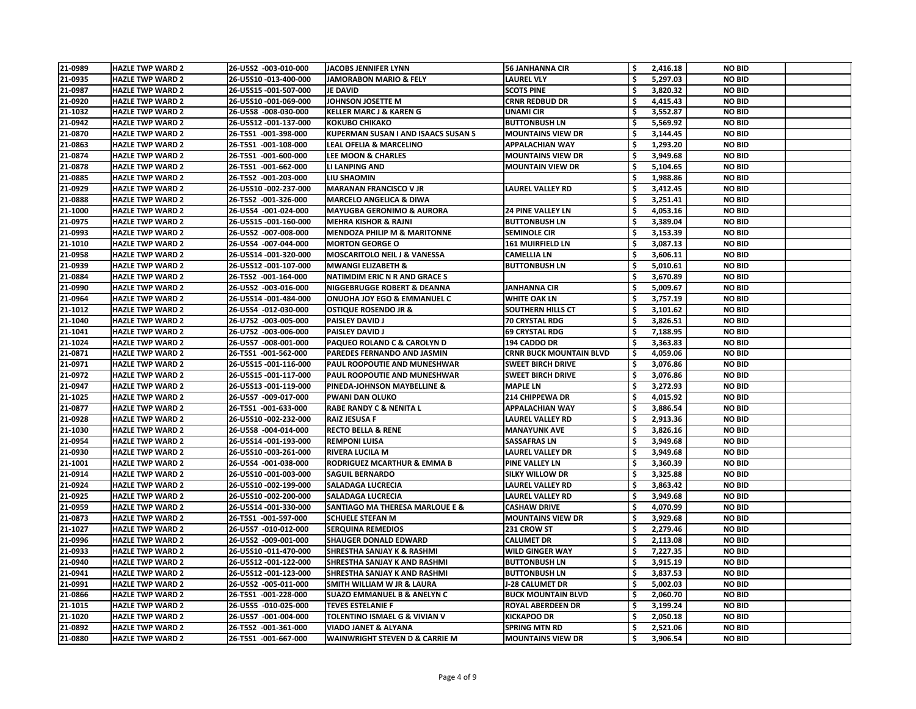| 21-0989 | HAZLE TWP WARD 2 | 26-U5S2 -003-010-000 | JACOBS JENNIFER LYNN | 56 JANHANNA CIR | $ 2,416.18 | NO BID | |
|---|---|---|---|---|---|---|---|
| 21-0935 | HAZLE TWP WARD 2 | 26-U5S10 -013-400-000 | JAMORABON MARIO & FELY | LAUREL VLY | $ 5,297.03 | NO BID | |
| 21-0987 | HAZLE TWP WARD 2 | 26-U5S15 -001-507-000 | JE DAVID | SCOTS PINE | $ 3,820.32 | NO BID | |
| 21-0920 | HAZLE TWP WARD 2 | 26-U5S10 -001-069-000 | JOHNSON JOSETTE M | CRNR REDBUD DR | $ 4,415.43 | NO BID | |
| 21-1032 | HAZLE TWP WARD 2 | 26-U5S8 -008-030-000 | KELLER MARC J & KAREN G | UNAMI CIR | $ 3,552.87 | NO BID | |
| 21-0942 | HAZLE TWP WARD 2 | 26-U5S12 -001-137-000 | KOKUBO CHIKAKO | BUTTONBUSH LN | $ 5,569.92 | NO BID | |
| 21-0870 | HAZLE TWP WARD 2 | 26-T5S1 -001-398-000 | KUPERMAN SUSAN I AND ISAACS SUSAN S | MOUNTAINS VIEW DR | $ 3,144.45 | NO BID | |
| 21-0863 | HAZLE TWP WARD 2 | 26-T5S1 -001-108-000 | LEAL OFELIA & MARCELINO | APPALACHIAN WAY | $ 1,293.20 | NO BID | |
| 21-0874 | HAZLE TWP WARD 2 | 26-T5S1 -001-600-000 | LEE MOON & CHARLES | MOUNTAINS VIEW DR | $ 3,949.68 | NO BID | |
| 21-0878 | HAZLE TWP WARD 2 | 26-T5S1 -001-662-000 | LI LANPING AND | MOUNTAIN VIEW DR | $ 5,104.65 | NO BID | |
| 21-0885 | HAZLE TWP WARD 2 | 26-T5S2 -001-203-000 | LIU SHAOMIN | | $ 1,988.86 | NO BID | |
| 21-0929 | HAZLE TWP WARD 2 | 26-U5S10 -002-237-000 | MARANAN FRANCISCO V JR | LAUREL VALLEY RD | $ 3,412.45 | NO BID | |
| 21-0888 | HAZLE TWP WARD 2 | 26-T5S2 -001-326-000 | MARCELO ANGELICA & DIWA | | $ 3,251.41 | NO BID | |
| 21-1000 | HAZLE TWP WARD 2 | 26-U5S4 -001-024-000 | MAYUGBA GERONIMO & AURORA | 24 PINE VALLEY LN | $ 4,053.16 | NO BID | |
| 21-0975 | HAZLE TWP WARD 2 | 26-U5S15 -001-160-000 | MEHRA KISHOR & RAJNI | BUTTONBUSH LN | $ 3,389.04 | NO BID | |
| 21-0993 | HAZLE TWP WARD 2 | 26-U5S2 -007-008-000 | MENDOZA PHILIP M & MARITONNE | SEMINOLE CIR | $ 3,153.39 | NO BID | |
| 21-1010 | HAZLE TWP WARD 2 | 26-U5S4 -007-044-000 | MORTON GEORGE O | 161 MUIRFIELD LN | $ 3,087.13 | NO BID | |
| 21-0958 | HAZLE TWP WARD 2 | 26-U5S14 -001-320-000 | MOSCARITOLO NEIL J & VANESSA | CAMELLIA LN | $ 3,606.11 | NO BID | |
| 21-0939 | HAZLE TWP WARD 2 | 26-U5S12 -001-107-000 | MWANGI ELIZABETH & | BUTTONBUSH LN | $ 5,010.61 | NO BID | |
| 21-0884 | HAZLE TWP WARD 2 | 26-T5S2 -001-164-000 | NATIMDIM ERIC N R AND GRACE S | | $ 3,670.89 | NO BID | |
| 21-0990 | HAZLE TWP WARD 2 | 26-U5S2 -003-016-000 | NIGGEBRUGGE ROBERT & DEANNA | JANHANNA CIR | $ 5,009.67 | NO BID | |
| 21-0964 | HAZLE TWP WARD 2 | 26-U5S14 -001-484-000 | ONUOHA JOY EGO & EMMANUEL C | WHITE OAK LN | $ 3,757.19 | NO BID | |
| 21-1012 | HAZLE TWP WARD 2 | 26-U5S4 -012-030-000 | OSTIQUE ROSENDO JR & | SOUTHERN HILLS CT | $ 3,101.62 | NO BID | |
| 21-1040 | HAZLE TWP WARD 2 | 26-U7S2 -003-005-000 | PAISLEY DAVID J | 70 CRYSTAL RDG | $ 3,826.51 | NO BID | |
| 21-1041 | HAZLE TWP WARD 2 | 26-U7S2 -003-006-000 | PAISLEY DAVID J | 69 CRYSTAL RDG | $ 7,188.95 | NO BID | |
| 21-1024 | HAZLE TWP WARD 2 | 26-U5S7 -008-001-000 | PAQUEO ROLAND C & CAROLYN D | 194 CADDO DR | $ 3,363.83 | NO BID | |
| 21-0871 | HAZLE TWP WARD 2 | 26-T5S1 -001-562-000 | PAREDES FERNANDO AND JASMIN | CRNR BUCK MOUNTAIN BLVD | $ 4,059.06 | NO BID | |
| 21-0971 | HAZLE TWP WARD 2 | 26-U5S15 -001-116-000 | PAUL ROOPOUTIE AND MUNESHWAR | SWEET BIRCH DRIVE | $ 3,076.86 | NO BID | |
| 21-0972 | HAZLE TWP WARD 2 | 26-U5S15 -001-117-000 | PAUL ROOPOUTIE AND MUNESHWAR | SWEET BIRCH DRIVE | $ 3,076.86 | NO BID | |
| 21-0947 | HAZLE TWP WARD 2 | 26-U5S13 -001-119-000 | PINEDA-JOHNSON MAYBELLINE & | MAPLE LN | $ 3,272.93 | NO BID | |
| 21-1025 | HAZLE TWP WARD 2 | 26-U5S7 -009-017-000 | PWANI DAN OLUKO | 214 CHIPPEWA DR | $ 4,015.92 | NO BID | |
| 21-0877 | HAZLE TWP WARD 2 | 26-T5S1 -001-633-000 | RABE RANDY C & NENITA L | APPALACHIAN WAY | $ 3,886.54 | NO BID | |
| 21-0928 | HAZLE TWP WARD 2 | 26-U5S10 -002-232-000 | RAIZ JESUSA F | LAUREL VALLEY RD | $ 2,913.36 | NO BID | |
| 21-1030 | HAZLE TWP WARD 2 | 26-U5S8 -004-014-000 | RECTO BELLA & RENE | MANAYUNK AVE | $ 3,826.16 | NO BID | |
| 21-0954 | HAZLE TWP WARD 2 | 26-U5S14 -001-193-000 | REMPONI LUISA | SASSAFRAS LN | $ 3,949.68 | NO BID | |
| 21-0930 | HAZLE TWP WARD 2 | 26-U5S10 -003-261-000 | RIVERA LUCILA M | LAUREL VALLEY DR | $ 3,949.68 | NO BID | |
| 21-1001 | HAZLE TWP WARD 2 | 26-U5S4 -001-038-000 | RODRIGUEZ MCARTHUR & EMMA B | PINE VALLEY LN | $ 3,360.39 | NO BID | |
| 21-0914 | HAZLE TWP WARD 2 | 26-U5S10 -001-003-000 | SAGUIL BERNARDO | SILKY WILLOW DR | $ 3,325.88 | NO BID | |
| 21-0924 | HAZLE TWP WARD 2 | 26-U5S10 -002-199-000 | SALADAGA LUCRECIA | LAUREL VALLEY RD | $ 3,863.42 | NO BID | |
| 21-0925 | HAZLE TWP WARD 2 | 26-U5S10 -002-200-000 | SALADAGA LUCRECIA | LAUREL VALLEY RD | $ 3,949.68 | NO BID | |
| 21-0959 | HAZLE TWP WARD 2 | 26-U5S14 -001-330-000 | SANTIAGO MA THERESA MARLOUE E & | CASHAW DRIVE | $ 4,070.99 | NO BID | |
| 21-0873 | HAZLE TWP WARD 2 | 26-T5S1 -001-597-000 | SCHUELE STEFAN M | MOUNTAINS VIEW DR | $ 3,929.68 | NO BID | |
| 21-1027 | HAZLE TWP WARD 2 | 26-U5S7 -010-012-000 | SERQUINA REMEDIOS | 231 CROW ST | $ 2,279.46 | NO BID | |
| 21-0996 | HAZLE TWP WARD 2 | 26-U5S2 -009-001-000 | SHAUGER DONALD EDWARD | CALUMET DR | $ 2,113.08 | NO BID | |
| 21-0933 | HAZLE TWP WARD 2 | 26-U5S10 -011-470-000 | SHRESTHA SANJAY K & RASHMI | WILD GINGER WAY | $ 7,227.35 | NO BID | |
| 21-0940 | HAZLE TWP WARD 2 | 26-U5S12 -001-122-000 | SHRESTHA SANJAY K AND RASHMI | BUTTONBUSH LN | $ 3,915.19 | NO BID | |
| 21-0941 | HAZLE TWP WARD 2 | 26-U5S12 -001-123-000 | SHRESTHA SANJAY K AND RASHMI | BUTTONBUSH LN | $ 3,837.53 | NO BID | |
| 21-0991 | HAZLE TWP WARD 2 | 26-U5S2 -005-011-000 | SMITH WILLIAM W JR & LAURA | J-28 CALUMET DR | $ 5,002.03 | NO BID | |
| 21-0866 | HAZLE TWP WARD 2 | 26-T5S1 -001-228-000 | SUAZO EMMANUEL B & ANELYN C | BUCK MOUNTAIN BLVD | $ 2,060.70 | NO BID | |
| 21-1015 | HAZLE TWP WARD 2 | 26-U5S5 -010-025-000 | TEVES ESTELANIE F | ROYAL ABERDEEN DR | $ 3,199.24 | NO BID | |
| 21-1020 | HAZLE TWP WARD 2 | 26-U5S7 -001-004-000 | TOLENTINO ISMAEL G & VIVIAN V | KICKAPOO DR | $ 2,050.18 | NO BID | |
| 21-0892 | HAZLE TWP WARD 2 | 26-T5S2 -001-361-000 | VIADO JANET & ALYANA | SPRING MTN RD | $ 2,521.06 | NO BID | |
| 21-0880 | HAZLE TWP WARD 2 | 26-T5S1 -001-667-000 | WAINWRIGHT STEVEN D & CARRIE M | MOUNTAINS VIEW DR | $ 3,906.54 | NO BID | |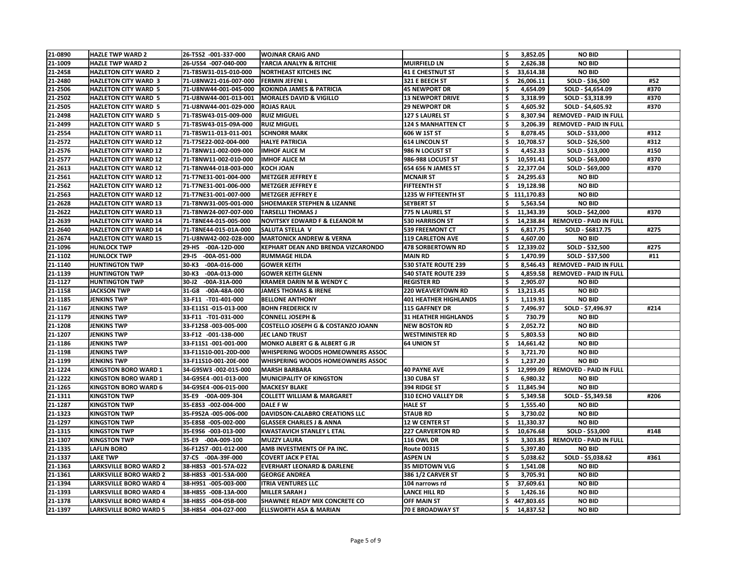| 21-0890 | HAZLE TWP WARD 2 | 26-T5S2 -001-337-000 | WOJNAR CRAIG AND | | $ 3,852.05 | NO BID | |
|---|---|---|---|---|---|---|---|
| 21-1009 | HAZLE TWP WARD 2 | 26-U5S4 -007-040-000 | YARCIA ANALYN & RITCHIE | MUIRFIELD LN | $ 2,626.38 | NO BID | |
| 21-2458 | HAZLETON CITY WARD 2 | 71-T8SW31-015-010-000 | NORTHEAST KITCHES INC | 41 E CHESTNUT ST | $ 33,614.38 | NO BID | |
| 21-2480 | HAZLETON CITY WARD 3 | 71-U8NW21-016-007-000 | FERMIN JEFENI L | 321 E BEECH ST | $ 26,006.11 | SOLD - $36,500 | #52 |
| 21-2506 | HAZLETON CITY WARD 5 | 71-U8NW44-001-045-000 | KOKINDA JAMES & PATRICIA | 45 NEWPORT DR | $ 4,654.09 | SOLD - $4,654.09 | #370 |
| 21-2502 | HAZLETON CITY WARD 5 | 71-U8NW44-001-013-001 | MORALES DAVID & VIGILLO | 13 NEWPORT DRIVE | $ 3,318.99 | SOLD - $3,318.99 | #370 |
| 21-2505 | HAZLETON CITY WARD 5 | 71-U8NW44-001-029-000 | ROJAS RAUL | 29 NEWPORT DR | $ 4,605.92 | SOLD - $4,605.92 | #370 |
| 21-2498 | HAZLETON CITY WARD 5 | 71-T8SW43-015-009-000 | RUIZ MIGUEL | 127 S LAUREL ST | $ 8,307.94 | REMOVED - PAID IN FULL | |
| 21-2499 | HAZLETON CITY WARD 5 | 71-T8SW43-015-09A-000 | RUIZ MIGUEL | 124 S MANHATTEN CT | $ 3,206.39 | REMOVED - PAID IN FULL | |
| 21-2554 | HAZLETON CITY WARD 11 | 71-T8SW11-013-011-001 | SCHNORR MARK | 606 W 1ST ST | $ 8,078.45 | SOLD - $33,000 | #312 |
| 21-2572 | HAZLETON CITY WARD 12 | 71-T7SE22-002-004-000 | HALYE PATRICIA | 614 LINCOLN ST | $ 10,708.57 | SOLD - $26,500 | #312 |
| 21-2576 | HAZLETON CITY WARD 12 | 71-T8NW11-002-009-000 | IMHOF ALICE M | 986 N LOCUST ST | $ 4,452.33 | SOLD - $13,000 | #150 |
| 21-2577 | HAZLETON CITY WARD 12 | 71-T8NW11-002-010-000 | IMHOF ALICE M | 986-988 LOCUST ST | $ 10,591.41 | SOLD - $63,000 | #370 |
| 21-2613 | HAZLETON CITY WARD 12 | 71-T8NW44-018-003-000 | KOCH JOAN | 654 656 N JAMES ST | $ 22,377.04 | SOLD - $69,000 | #370 |
| 21-2561 | HAZLETON CITY WARD 12 | 71-T7NE31-001-004-000 | METZGER JEFFREY E | MCNAIR ST | $ 24,295.63 | NO BID | |
| 21-2562 | HAZLETON CITY WARD 12 | 71-T7NE31-001-006-000 | METZGER JEFFREY E | FIFTEENTH ST | $ 19,128.98 | NO BID | |
| 21-2563 | HAZLETON CITY WARD 12 | 71-T7NE31-001-007-000 | METZGER JEFFREY E | 1235 W FIFTEENTH ST | $ 111,170.83 | NO BID | |
| 21-2628 | HAZLETON CITY WARD 13 | 71-T8NW31-005-001-000 | SHOEMAKER STEPHEN & LIZANNE | SEYBERT ST | $ 5,563.54 | NO BID | |
| 21-2622 | HAZLETON CITY WARD 13 | 71-T8NW24-007-007-000 | TARSELLI THOMAS J | 775 N LAUREL ST | $ 11,343.39 | SOLD - $42,000 | #370 |
| 21-2639 | HAZLETON CITY WARD 14 | 71-T8NE44-015-005-000 | NOVITSKY EDWARD F & ELEANOR M | 530 HARRISON ST | $ 14,238.84 | REMOVED - PAID IN FULL | |
| 21-2640 | HAZLETON CITY WARD 14 | 71-T8NE44-015-01A-000 | SALUTA STELLA V | 539 FREEMONT CT | $ 6,817.75 | SOLD - $6817.75 | #275 |
| 21-2674 | HAZLETON CITY WARD 15 | 71-U8NW42-002-028-000 | MARTONICK ANDREW & VERNA | 119 CARLETON AVE | $ 4,607.00 | NO BID | |
| 21-1096 | HUNLOCK TWP | 29-H5 -00A-12D-000 | KEPHART DEAN AND BRENDA VIZCARONDO | 478 SORBERTOWN RD | $ 12,339.02 | SOLD - $32,500 | #275 |
| 21-1102 | HUNLOCK TWP | 29-I5 -00A-051-000 | RUMMAGE HILDA | MAIN RD | $ 1,470.99 | SOLD - $37,500 | #11 |
| 21-1140 | HUNTINGTON TWP | 30-K3 -00A-016-000 | GOWER KEITH | 530 STATE ROUTE 239 | $ 8,546.43 | REMOVED - PAID IN FULL | |
| 21-1139 | HUNTINGTON TWP | 30-K3 -00A-013-000 | GOWER KEITH GLENN | 540 STATE ROUTE 239 | $ 4,859.58 | REMOVED - PAID IN FULL | |
| 21-1127 | HUNTINGTON TWP | 30-J2 -00A-31A-000 | KRAMER DARIN M & WENDY C | REGISTER RD | $ 2,905.07 | NO BID | |
| 21-1158 | JACKSON TWP | 31-G8 -00A-48A-000 | JAMES THOMAS & IRENE | 220 WEAVERTOWN RD | $ 13,213.45 | NO BID | |
| 21-1185 | JENKINS TWP | 33-F11 -T01-401-000 | BELLONE ANTHONY | 401 HEATHER HIGHLANDS | $ 1,119.91 | NO BID | |
| 21-1167 | JENKINS TWP | 33-E11S1 -015-013-000 | BOHN FREDERICK IV | 115 GAFFNEY DR | $ 7,496.97 | SOLD - $7,496.97 | #214 |
| 21-1179 | JENKINS TWP | 33-F11 -T01-031-000 | CONNELL JOSEPH & | 31 HEATHER HIGHLANDS | $ 730.79 | NO BID | |
| 21-1208 | JENKINS TWP | 33-F12S8 -003-005-000 | COSTELLO JOSEPH G & COSTANZO JOANN | NEW BOSTON RD | $ 2,052.72 | NO BID | |
| 21-1207 | JENKINS TWP | 33-F12 -001-13B-000 | JEC LAND TRUST | WESTMINISTER RD | $ 5,803.53 | NO BID | |
| 21-1186 | JENKINS TWP | 33-F11S1 -001-001-000 | MONKO ALBERT G & ALBERT G JR | 64 UNION ST | $ 14,661.42 | NO BID | |
| 21-1198 | JENKINS TWP | 33-F11S10-001-20D-000 | WHISPERING WOODS HOMEOWNERS ASSOC | | $ 3,721.70 | NO BID | |
| 21-1199 | JENKINS TWP | 33-F11S10-001-20E-000 | WHISPERING WOODS HOMEOWNERS ASSOC | | $ 1,237.20 | NO BID | |
| 21-1224 | KINGSTON BORO WARD 1 | 34-G9SW3 -002-015-000 | MARSH BARBARA | 40 PAYNE AVE | $ 12,999.09 | REMOVED - PAID IN FULL | |
| 21-1222 | KINGSTON BORO WARD 1 | 34-G9SE4 -001-013-000 | MUNICIPALITY OF KINGSTON | 130 CUBA ST | $ 6,980.32 | NO BID | |
| 21-1265 | KINGSTON BORO WARD 6 | 34-G9SE4 -006-015-000 | MACKESY BLAKE | 394 RIDGE ST | $ 11,845.94 | NO BID | |
| 21-1311 | KINGSTON TWP | 35-E9 -00A-009-304 | COLLETT WILLIAM & MARGARET | 310 ECHO VALLEY DR | $ 5,349.58 | SOLD - $5,349.58 | #206 |
| 21-1287 | KINGSTON TWP | 35-E8S3 -002-004-000 | DALE F W | HALE ST | $ 1,555.40 | NO BID | |
| 21-1323 | KINGSTON TWP | 35-F9S2A -005-006-000 | DAVIDSON-CALABRO CREATIONS LLC | STAUB RD | $ 3,730.02 | NO BID | |
| 21-1297 | KINGSTON TWP | 35-E8S8 -005-002-000 | GLASSER CHARLES J & ANNA | 12 W CENTER ST | $ 11,330.37 | NO BID | |
| 21-1315 | KINGSTON TWP | 35-E9S6 -003-013-000 | KWASTAVICH STANLEY L ETAL | 227 CARVERTON RD | $ 10,676.68 | SOLD - $53,000 | #148 |
| 21-1307 | KINGSTON TWP | 35-E9 -00A-009-100 | MUZZY LAURA | 116 OWL DR | $ 3,303.85 | REMOVED - PAID IN FULL | |
| 21-1335 | LAFLIN BORO | 36-F12S7 -001-012-000 | AMB INVESTMENTS OF PA INC. | Route 00315 | $ 5,397.80 | NO BID | |
| 21-1337 | LAKE TWP | 37-C5 -00A-39F-000 | COVERT JACK P ETAL | ASPEN LN | $ 5,038.62 | SOLD - $5,038.62 | #361 |
| 21-1363 | LARKSVILLE BORO WARD 2 | 38-H8S3 -001-57A-022 | EVERHART LEONARD & DARLENE | 35 MIDTOWN VLG | $ 1,541.08 | NO BID | |
| 21-1361 | LARKSVILLE BORO WARD 2 | 38-H8S3 -001-53A-000 | GEORGE ANDREA | 386 1/2 CARVER ST | $ 3,705.91 | NO BID | |
| 21-1394 | LARKSVILLE BORO WARD 4 | 38-H9S1 -005-003-000 | ITRIA VENTURES LLC | 104 narrows rd | $ 37,609.61 | NO BID | |
| 21-1393 | LARKSVILLE BORO WARD 4 | 38-H8S5 -008-13A-000 | MILLER SARAH J | LANCE HILL RD | $ 1,426.16 | NO BID | |
| 21-1378 | LARKSVILLE BORO WARD 4 | 38-H8S5 -004-05B-000 | SHAWNEE READY MIX CONCRETE CO | OFF MAIN ST | $ 447,803.65 | NO BID | |
| 21-1397 | LARKSVILLE BORO WARD 5 | 38-H8S4 -004-027-000 | ELLSWORTH ASA & MARIAN | 70 E BROADWAY ST | $ 14,837.52 | NO BID | |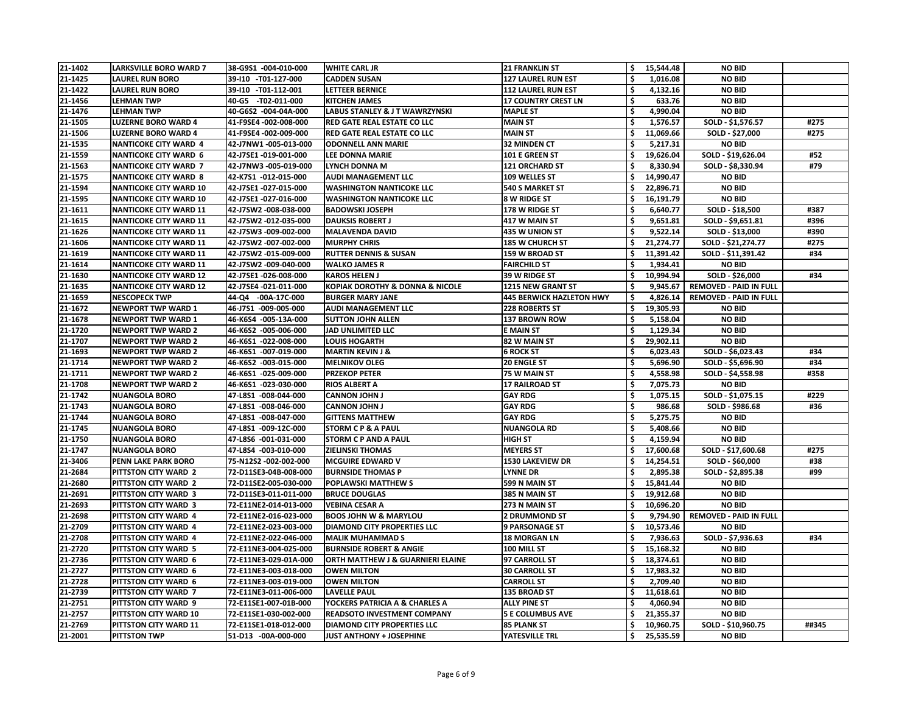| | | | | | | | |
|---|---|---|---|---|---|---|---|
| 21-1402 | LARKSVILLE BORO WARD 7 | 38-G9S1 -004-010-000 | WHITE CARL JR | 21 FRANKLIN ST | $ 15,544.48 | NO BID | |
| 21-1425 | LAUREL RUN BORO | 39-I10 -T01-127-000 | CADDEN SUSAN | 127 LAUREL RUN EST | $ 1,016.08 | NO BID | |
| 21-1422 | LAUREL RUN BORO | 39-I10 -T01-112-001 | LETTEER BERNICE | 112 LAUREL RUN EST | $ 4,132.16 | NO BID | |
| 21-1456 | LEHMAN TWP | 40-G5 -T02-011-000 | KITCHEN JAMES | 17 COUNTRY CREST LN | $ 633.76 | NO BID | |
| 21-1476 | LEHMAN TWP | 40-G6S2 -004-04A-000 | LABUS STANLEY & J T WAWRZYNSKI | MAPLE ST | $ 4,990.04 | NO BID | |
| 21-1505 | LUZERNE BORO WARD 4 | 41-F9SE4 -002-008-000 | RED GATE REAL ESTATE CO LLC | MAIN ST | $ 1,576.57 | SOLD - $1,576.57 | #275 |
| 21-1506 | LUZERNE BORO WARD 4 | 41-F9SE4 -002-009-000 | RED GATE REAL ESTATE CO LLC | MAIN ST | $ 11,069.66 | SOLD - $27,000 | #275 |
| 21-1535 | NANTICOKE CITY WARD 4 | 42-J7NW1 -005-013-000 | ODONNELL ANN MARIE | 32 MINDEN CT | $ 5,217.31 | NO BID | |
| 21-1559 | NANTICOKE CITY WARD 6 | 42-J7SE1 -019-001-000 | LEE DONNA MARIE | 101 E GREEN ST | $ 19,626.04 | SOLD - $19,626.04 | #52 |
| 21-1563 | NANTICOKE CITY WARD 7 | 42-J7NW3 -005-019-000 | LYNCH DONNA M | 121 ORCHARD ST | $ 8,330.94 | SOLD - $8,330.94 | #79 |
| 21-1575 | NANTICOKE CITY WARD 8 | 42-K7S1 -012-015-000 | AUDI MANAGEMENT LLC | 109 WELLES ST | $ 14,990.47 | NO BID | |
| 21-1594 | NANTICOKE CITY WARD 10 | 42-J7SE1 -027-015-000 | WASHINGTON NANTICOKE LLC | 540 S MARKET ST | $ 22,896.71 | NO BID | |
| 21-1595 | NANTICOKE CITY WARD 10 | 42-J7SE1 -027-016-000 | WASHINGTON NANTICOKE LLC | 8 W RIDGE ST | $ 16,191.79 | NO BID | |
| 21-1611 | NANTICOKE CITY WARD 11 | 42-J7SW2 -008-038-000 | BADOWSKI JOSEPH | 178 W RIDGE ST | $ 6,640.77 | SOLD - $18,500 | #387 |
| 21-1615 | NANTICOKE CITY WARD 11 | 42-J7SW2 -012-035-000 | DAUKSIS ROBERT J | 417 W MAIN ST | $ 9,651.81 | SOLD - $9,651.81 | #396 |
| 21-1626 | NANTICOKE CITY WARD 11 | 42-J7SW3 -009-002-000 | MALAVENDA DAVID | 435 W UNION ST | $ 9,522.14 | SOLD - $13,000 | #390 |
| 21-1606 | NANTICOKE CITY WARD 11 | 42-J7SW2 -007-002-000 | MURPHY CHRIS | 185 W CHURCH ST | $ 21,274.77 | SOLD - $21,274.77 | #275 |
| 21-1619 | NANTICOKE CITY WARD 11 | 42-J7SW2 -015-009-000 | RUTTER DENNIS & SUSAN | 159 W BROAD ST | $ 11,391.42 | SOLD - $11,391.42 | #34 |
| 21-1614 | NANTICOKE CITY WARD 11 | 42-J7SW2 -009-040-000 | WALKO JAMES R | FAIRCHILD ST | $ 1,934.41 | NO BID | |
| 21-1630 | NANTICOKE CITY WARD 12 | 42-J7SE1 -026-008-000 | KAROS HELEN J | 39 W RIDGE ST | $ 10,994.94 | SOLD - $26,000 | #34 |
| 21-1635 | NANTICOKE CITY WARD 12 | 42-J7SE4 -021-011-000 | KOPIAK DOROTHY & DONNA & NICOLE | 1215 NEW GRANT ST | $ 9,945.67 | REMOVED - PAID IN FULL | |
| 21-1659 | NESCOPECK TWP | 44-Q4 -00A-17C-000 | BURGER MARY JANE | 445 BERWICK HAZLETON HWY | $ 4,826.14 | REMOVED - PAID IN FULL | |
| 21-1672 | NEWPORT TWP WARD 1 | 46-J7S1 -009-005-000 | AUDI MANAGEMENT LLC | 228 ROBERTS ST | $ 19,305.93 | NO BID | |
| 21-1678 | NEWPORT TWP WARD 1 | 46-K6S4 -005-13A-000 | SUTTON JOHN ALLEN | 137 BROWN ROW | $ 5,158.04 | NO BID | |
| 21-1720 | NEWPORT TWP WARD 2 | 46-K6S2 -005-006-000 | JAD UNLIMITED LLC | E MAIN ST | $ 1,129.34 | NO BID | |
| 21-1707 | NEWPORT TWP WARD 2 | 46-K6S1 -022-008-000 | LOUIS HOGARTH | 82 W MAIN ST | $ 29,902.11 | NO BID | |
| 21-1693 | NEWPORT TWP WARD 2 | 46-K6S1 -007-019-000 | MARTIN KEVIN J & | 6 ROCK ST | $ 6,023.43 | SOLD - $6,023.43 | #34 |
| 21-1714 | NEWPORT TWP WARD 2 | 46-K6S2 -003-015-000 | MELNIKOV OLEG | 20 ENGLE ST | $ 5,696.90 | SOLD - $5,696.90 | #34 |
| 21-1711 | NEWPORT TWP WARD 2 | 46-K6S1 -025-009-000 | PRZEKOP PETER | 75 W MAIN ST | $ 4,558.98 | SOLD - $4,558.98 | #358 |
| 21-1708 | NEWPORT TWP WARD 2 | 46-K6S1 -023-030-000 | RIOS ALBERT A | 17 RAILROAD ST | $ 7,075.73 | NO BID | |
| 21-1742 | NUANGOLA BORO | 47-L8S1 -008-044-000 | CANNON JOHN J | GAY RDG | $ 1,075.15 | SOLD - $1,075.15 | #229 |
| 21-1743 | NUANGOLA BORO | 47-L8S1 -008-046-000 | CANNON JOHN J | GAY RDG | $ 986.68 | SOLD - $986.68 | #36 |
| 21-1744 | NUANGOLA BORO | 47-L8S1 -008-047-000 | GITTENS MATTHEW | GAY RDG | $ 5,275.75 | NO BID | |
| 21-1745 | NUANGOLA BORO | 47-L8S1 -009-12C-000 | STORM C P & A PAUL | NUANGOLA RD | $ 5,408.66 | NO BID | |
| 21-1750 | NUANGOLA BORO | 47-L8S6 -001-031-000 | STORM C P AND A PAUL | HIGH ST | $ 4,159.94 | NO BID | |
| 21-1747 | NUANGOLA BORO | 47-L8S4 -003-010-000 | ZIELINSKI THOMAS | MEYERS ST | $ 17,600.68 | SOLD - $17,600.68 | #275 |
| 21-3406 | PENN LAKE PARK BORO | 75-N12S2 -002-002-000 | MCGUIRE EDWARD V | 1530 LAKEVIEW DR | $ 14,254.51 | SOLD - $60,000 | #38 |
| 21-2684 | PITTSTON CITY WARD 2 | 72-D11SE3-04B-008-000 | BURNSIDE THOMAS P | LYNNE DR | $ 2,895.38 | SOLD - $2,895.38 | #99 |
| 21-2680 | PITTSTON CITY WARD 2 | 72-D11SE2-005-030-000 | POPLAWSKI MATTHEW S | 599 N MAIN ST | $ 15,841.44 | NO BID | |
| 21-2691 | PITTSTON CITY WARD 3 | 72-D11SE3-011-011-000 | BRUCE DOUGLAS | 385 N MAIN ST | $ 19,912.68 | NO BID | |
| 21-2693 | PITTSTON CITY WARD 3 | 72-E11NE2-014-013-000 | VEBINA CESAR A | 273 N MAIN ST | $ 10,696.20 | NO BID | |
| 21-2698 | PITTSTON CITY WARD 4 | 72-E11NE2-016-023-000 | BOOS JOHN W & MARYLOU | 2 DRUMMOND ST | $ 9,794.90 | REMOVED - PAID IN FULL | |
| 21-2709 | PITTSTON CITY WARD 4 | 72-E11NE2-023-003-000 | DIAMOND CITY PROPERTIES LLC | 9 PARSONAGE ST | $ 10,573.46 | NO BID | |
| 21-2708 | PITTSTON CITY WARD 4 | 72-E11NE2-022-046-000 | MALIK MUHAMMAD S | 18 MORGAN LN | $ 7,936.63 | SOLD - $7,936.63 | #34 |
| 21-2720 | PITTSTON CITY WARD 5 | 72-E11NE3-004-025-000 | BURNSIDE ROBERT & ANGIE | 100 MILL ST | $ 15,168.32 | NO BID | |
| 21-2736 | PITTSTON CITY WARD 6 | 72-E11NE3-029-01A-000 | ORTH MATTHEW J & GUARNIERI ELAINE | 97 CARROLL ST | $ 18,374.61 | NO BID | |
| 21-2727 | PITTSTON CITY WARD 6 | 72-E11NE3-003-018-000 | OWEN MILTON | 30 CARROLL ST | $ 17,983.32 | NO BID | |
| 21-2728 | PITTSTON CITY WARD 6 | 72-E11NE3-003-019-000 | OWEN MILTON | CARROLL ST | $ 2,709.40 | NO BID | |
| 21-2739 | PITTSTON CITY WARD 7 | 72-E11NE3-011-006-000 | LAVELLE PAUL | 135 BROAD ST | $ 11,618.61 | NO BID | |
| 21-2751 | PITTSTON CITY WARD 9 | 72-E11SE1-007-01B-000 | YOCKERS PATRICIA A & CHARLES A | ALLY PINE ST | $ 4,060.94 | NO BID | |
| 21-2757 | PITTSTON CITY WARD 10 | 72-E11SE1-030-002-000 | READSOTO INVESTMENT COMPANY | 5 E COLUMBUS AVE | $ 21,355.37 | NO BID | |
| 21-2769 | PITTSTON CITY WARD 11 | 72-E11SE1-018-012-000 | DIAMOND CITY PROPERTIES LLC | 85 PLANK ST | $ 10,960.75 | SOLD - $10,960.75 | ##345 |
| 21-2001 | PITTSTON TWP | 51-D13 -00A-000-000 | JUST ANTHONY + JOSEPHINE | YATESVILLE TRL | $ 25,535.59 | NO BID | |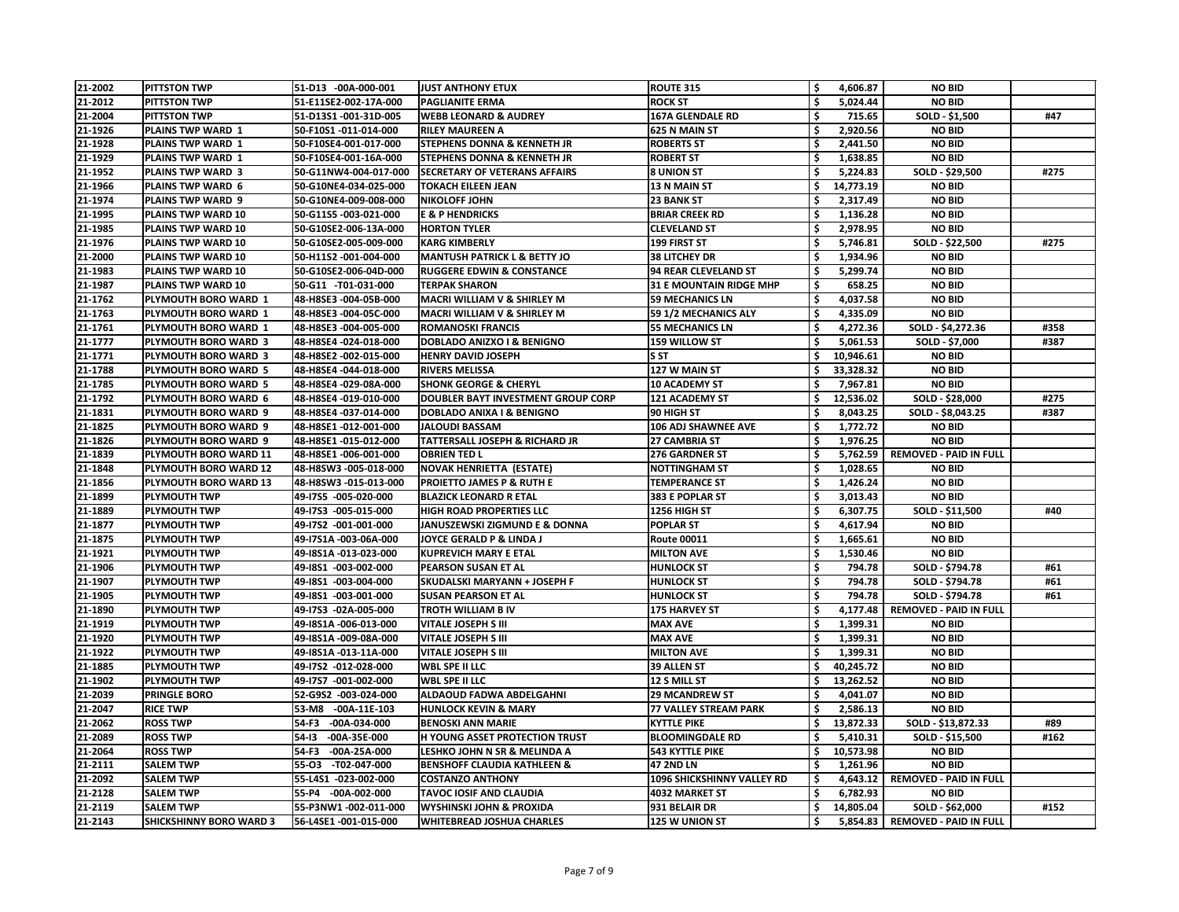| 21-2002 | PITTSTON TWP | 51-D13 -00A-000-001 | JUST ANTHONY ETUX | ROUTE 315 | $ 4,606.87 | NO BID | |
|---|---|---|---|---|---|---|---|
| 21-2012 | PITTSTON TWP | 51-E11SE2-002-17A-000 | PAGLIANITE ERMA | ROCK ST | $ 5,024.44 | NO BID | |
| 21-2004 | PITTSTON TWP | 51-D13S1 -001-31D-005 | WEBB LEONARD & AUDREY | 167A GLENDALE RD | $ 715.65 | SOLD - $1,500 | #47 |
| 21-1926 | PLAINS TWP WARD 1 | 50-F10S1 -011-014-000 | RILEY MAUREEN A | 625 N MAIN ST | $ 2,920.56 | NO BID | |
| 21-1928 | PLAINS TWP WARD 1 | 50-F10SE4-001-017-000 | STEPHENS DONNA & KENNETH JR | ROBERTS ST | $ 2,441.50 | NO BID | |
| 21-1929 | PLAINS TWP WARD 1 | 50-F10SE4-001-16A-000 | STEPHENS DONNA & KENNETH JR | ROBERT ST | $ 1,638.85 | NO BID | |
| 21-1952 | PLAINS TWP WARD 3 | 50-G11NW4-004-017-000 | SECRETARY OF VETERANS AFFAIRS | 8 UNION ST | $ 5,224.83 | SOLD - $29,500 | #275 |
| 21-1966 | PLAINS TWP WARD 6 | 50-G10NE4-034-025-000 | TOKACH EILEEN JEAN | 13 N MAIN ST | $ 14,773.19 | NO BID | |
| 21-1974 | PLAINS TWP WARD 9 | 50-G10NE4-009-008-000 | NIKOLOFF JOHN | 23 BANK ST | $ 2,317.49 | NO BID | |
| 21-1995 | PLAINS TWP WARD 10 | 50-G11S5 -003-021-000 | E & P HENDRICKS | BRIAR CREEK RD | $ 1,136.28 | NO BID | |
| 21-1985 | PLAINS TWP WARD 10 | 50-G10SE2-006-13A-000 | HORTON TYLER | CLEVELAND ST | $ 2,978.95 | NO BID | |
| 21-1976 | PLAINS TWP WARD 10 | 50-G10SE2-005-009-000 | KARG KIMBERLY | 199 FIRST ST | $ 5,746.81 | SOLD - $22,500 | #275 |
| 21-2000 | PLAINS TWP WARD 10 | 50-H11S2 -001-004-000 | MANTUSH PATRICK L & BETTY JO | 38 LITCHEY DR | $ 1,934.96 | NO BID | |
| 21-1983 | PLAINS TWP WARD 10 | 50-G10SE2-006-04D-000 | RUGGERE EDWIN & CONSTANCE | 94 REAR CLEVELAND ST | $ 5,299.74 | NO BID | |
| 21-1987 | PLAINS TWP WARD 10 | 50-G11 -T01-031-000 | TERPAK SHARON | 31 E MOUNTAIN RIDGE MHP | $ 658.25 | NO BID | |
| 21-1762 | PLYMOUTH BORO WARD 1 | 48-H8SE3 -004-05B-000 | MACRI WILLIAM V & SHIRLEY M | 59 MECHANICS LN | $ 4,037.58 | NO BID | |
| 21-1763 | PLYMOUTH BORO WARD 1 | 48-H8SE3 -004-05C-000 | MACRI WILLIAM V & SHIRLEY M | 59 1/2 MECHANICS ALY | $ 4,335.09 | NO BID | |
| 21-1761 | PLYMOUTH BORO WARD 1 | 48-H8SE3 -004-005-000 | ROMANOSKI FRANCIS | 55 MECHANICS LN | $ 4,272.36 | SOLD - $4,272.36 | #358 |
| 21-1777 | PLYMOUTH BORO WARD 3 | 48-H8SE4 -024-018-000 | DOBLADO ANIZXO I & BENIGNO | 159 WILLOW ST | $ 5,061.53 | SOLD - $7,000 | #387 |
| 21-1771 | PLYMOUTH BORO WARD 3 | 48-H8SE2 -002-015-000 | HENRY DAVID JOSEPH | S ST | $ 10,946.61 | NO BID | |
| 21-1788 | PLYMOUTH BORO WARD 5 | 48-H8SE4 -044-018-000 | RIVERS MELISSA | 127 W MAIN ST | $ 33,328.32 | NO BID | |
| 21-1785 | PLYMOUTH BORO WARD 5 | 48-H8SE4 -029-08A-000 | SHONK GEORGE & CHERYL | 10 ACADEMY ST | $ 7,967.81 | NO BID | |
| 21-1792 | PLYMOUTH BORO WARD 6 | 48-H8SE4 -019-010-000 | DOUBLER BAYT INVESTMENT GROUP CORP | 121 ACADEMY ST | $ 12,536.02 | SOLD - $28,000 | #275 |
| 21-1831 | PLYMOUTH BORO WARD 9 | 48-H8SE4 -037-014-000 | DOBLADO ANIXA I & BENIGNO | 90 HIGH ST | $ 8,043.25 | SOLD - $8,043.25 | #387 |
| 21-1825 | PLYMOUTH BORO WARD 9 | 48-H8SE1 -012-001-000 | JALOUDI BASSAM | 106 ADJ SHAWNEE AVE | $ 1,772.72 | NO BID | |
| 21-1826 | PLYMOUTH BORO WARD 9 | 48-H8SE1 -015-012-000 | TATTERSALL JOSEPH & RICHARD JR | 27 CAMBRIA ST | $ 1,976.25 | NO BID | |
| 21-1839 | PLYMOUTH BORO WARD 11 | 48-H8SE1 -006-001-000 | OBRIEN TED L | 276 GARDNER ST | $ 5,762.59 | REMOVED - PAID IN FULL | |
| 21-1848 | PLYMOUTH BORO WARD 12 | 48-H8SW3 -005-018-000 | NOVAK HENRIETTA (ESTATE) | NOTTINGHAM ST | $ 1,028.65 | NO BID | |
| 21-1856 | PLYMOUTH BORO WARD 13 | 48-H8SW3 -015-013-000 | PROIETTO JAMES P & RUTH E | TEMPERANCE ST | $ 1,426.24 | NO BID | |
| 21-1899 | PLYMOUTH TWP | 49-I7S5 -005-020-000 | BLAZICK LEONARD R ETAL | 383 E POPLAR ST | $ 3,013.43 | NO BID | |
| 21-1889 | PLYMOUTH TWP | 49-I7S3 -005-015-000 | HIGH ROAD PROPERTIES LLC | 1256 HIGH ST | $ 6,307.75 | SOLD - $11,500 | #40 |
| 21-1877 | PLYMOUTH TWP | 49-I7S2 -001-001-000 | JANUSZEWSKI ZIGMUND E & DONNA | POPLAR ST | $ 4,617.94 | NO BID | |
| 21-1875 | PLYMOUTH TWP | 49-I7S1A -003-06A-000 | JOYCE GERALD P & LINDA J | Route 00011 | $ 1,665.61 | NO BID | |
| 21-1921 | PLYMOUTH TWP | 49-I8S1A -013-023-000 | KUPREVICH MARY E ETAL | MILTON AVE | $ 1,530.46 | NO BID | |
| 21-1906 | PLYMOUTH TWP | 49-I8S1 -003-002-000 | PEARSON SUSAN ET AL | HUNLOCK ST | $ 794.78 | SOLD - $794.78 | #61 |
| 21-1907 | PLYMOUTH TWP | 49-I8S1 -003-004-000 | SKUDALSKI MARYANN + JOSEPH F | HUNLOCK ST | $ 794.78 | SOLD - $794.78 | #61 |
| 21-1905 | PLYMOUTH TWP | 49-I8S1 -003-001-000 | SUSAN PEARSON ET AL | HUNLOCK ST | $ 794.78 | SOLD - $794.78 | #61 |
| 21-1890 | PLYMOUTH TWP | 49-I7S3 -02A-005-000 | TROTH WILLIAM B IV | 175 HARVEY ST | $ 4,177.48 | REMOVED - PAID IN FULL | |
| 21-1919 | PLYMOUTH TWP | 49-I8S1A -006-013-000 | VITALE JOSEPH S III | MAX AVE | $ 1,399.31 | NO BID | |
| 21-1920 | PLYMOUTH TWP | 49-I8S1A -009-08A-000 | VITALE JOSEPH S III | MAX AVE | $ 1,399.31 | NO BID | |
| 21-1922 | PLYMOUTH TWP | 49-I8S1A -013-11A-000 | VITALE JOSEPH S III | MILTON AVE | $ 1,399.31 | NO BID | |
| 21-1885 | PLYMOUTH TWP | 49-I7S2 -012-028-000 | WBL SPE II LLC | 39 ALLEN ST | $ 40,245.72 | NO BID | |
| 21-1902 | PLYMOUTH TWP | 49-I7S7 -001-002-000 | WBL SPE II LLC | 12 S MILL ST | $ 13,262.52 | NO BID | |
| 21-2039 | PRINGLE BORO | 52-G9S2 -003-024-000 | ALDAOUD FADWA ABDELGAHNI | 29 MCANDREW ST | $ 4,041.07 | NO BID | |
| 21-2047 | RICE TWP | 53-M8 -00A-11E-103 | HUNLOCK KEVIN & MARY | 77 VALLEY STREAM PARK | $ 2,586.13 | NO BID | |
| 21-2062 | ROSS TWP | 54-F3 -00A-034-000 | BENOSKI ANN MARIE | KYTTLE PIKE | $ 13,872.33 | SOLD - $13,872.33 | #89 |
| 21-2089 | ROSS TWP | 54-I3 -00A-35E-000 | H YOUNG ASSET PROTECTION TRUST | BLOOMINGDALE RD | $ 5,410.31 | SOLD - $15,500 | #162 |
| 21-2064 | ROSS TWP | 54-F3 -00A-25A-000 | LESHKO JOHN N SR & MELINDA A | 543 KYTTLE PIKE | $ 10,573.98 | NO BID | |
| 21-2111 | SALEM TWP | 55-O3 -T02-047-000 | BENSHOFF CLAUDIA KATHLEEN & | 47 2ND LN | $ 1,261.96 | NO BID | |
| 21-2092 | SALEM TWP | 55-L4S1 -023-002-000 | COSTANZO ANTHONY | 1096 SHICKSHINNY VALLEY RD | $ 4,643.12 | REMOVED - PAID IN FULL | |
| 21-2128 | SALEM TWP | 55-P4 -00A-002-000 | TAVOC IOSIF AND CLAUDIA | 4032 MARKET ST | $ 6,782.93 | NO BID | |
| 21-2119 | SALEM TWP | 55-P3NW1 -002-011-000 | WYSHINSKI JOHN & PROXIDA | 931 BELAIR DR | $ 14,805.04 | SOLD - $62,000 | #152 |
| 21-2143 | SHICKSHINNY BORO WARD 3 | 56-L4SE1 -001-015-000 | WHITEBREAD JOSHUA CHARLES | 125 W UNION ST | $ 5,854.83 | REMOVED - PAID IN FULL | |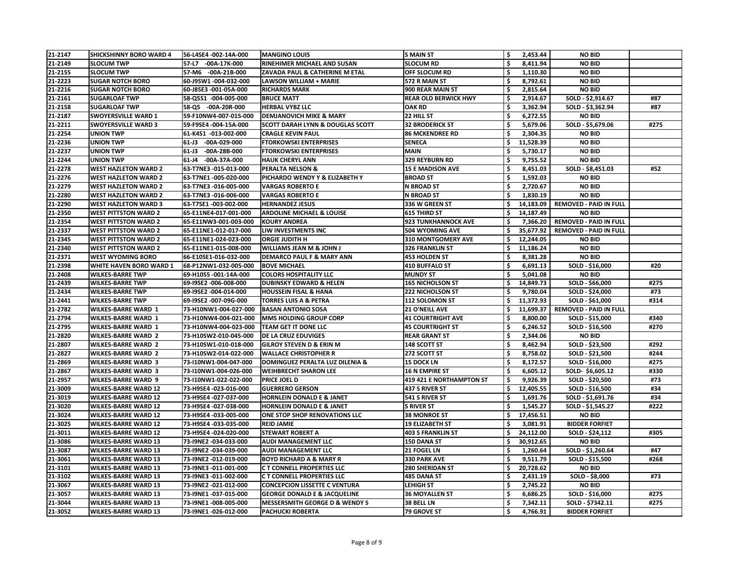| 21-2147 | SHICKSHINNY BORO WARD 4 | 56-L4SE4 -002-14A-000 | MANGINO LOUIS | S MAIN ST | $ 2,453.44 | NO BID | |
|---|---|---|---|---|---|---|---|
| 21-2149 | SLOCUM TWP | 57-L7 -00A-17K-000 | RINEHIMER MICHAEL AND SUSAN | SLOCUM RD | $ 8,411.94 | NO BID | |
| 21-2155 | SLOCUM TWP | 57-M6 -00A-21B-000 | ZAVADA PAUL & CATHERINE M ETAL | OFF SLOCUM RD | $ 1,110.30 | NO BID | |
| 21-2223 | SUGAR NOTCH BORO | 60-J9SW1 -004-032-000 | LAWSON WILLIAM + MARIE | 572 R MAIN ST | $ 8,792.61 | NO BID | |
| 21-2216 | SUGAR NOTCH BORO | 60-J8SE3 -001-05A-000 | RICHARDS MARK | 900 REAR MAIN ST | $ 2,815.64 | NO BID | |
| 21-2161 | SUGARLOAF TWP | 58-Q5S1 -004-005-000 | BRUCE MATT | REAR OLD BERWICK HWY | $ 2,914.67 | SOLD - $2,914.67 | #87 |
| 21-2158 | SUGARLOAF TWP | 58-Q5 -00A-20R-000 | HERBAL VYBZ LLC | OAK RD | $ 3,362.94 | SOLD - $3,362.94 | #87 |
| 21-2187 | SWOYERSVILLE WARD 1 | 59-F10NW4-007-015-000 | DEMJANOVICH MIKE & MARY | 22 HILL ST | $ 6,272.55 | NO BID | |
| 21-2211 | SWOYERSVILLE WARD 3 | 59-F9SE4 -004-15A-000 | SCOTT DARAH LYNN & DOUGLAS SCOTT | 32 BRODERICK ST | $ 5,679.06 | SOLD - $5,679.06 | #275 |
| 21-2254 | UNION TWP | 61-K4S1 -013-002-000 | CRAGLE KEVIN PAUL | 86 MCKENDREE RD | $ 2,304.35 | NO BID | |
| 21-2236 | UNION TWP | 61-J3 -00A-029-000 | FTORKOWSKI ENTERPRISES | SENECA | $ 11,528.39 | NO BID | |
| 21-2237 | UNION TWP | 61-J3 -00A-28B-000 | FTORKOWSKI ENTERPRISES | MAIN | $ 5,730.17 | NO BID | |
| 21-2244 | UNION TWP | 61-J4 -00A-37A-000 | HAUK CHERYL ANN | 329 REYBURN RD | $ 9,755.52 | NO BID | |
| 21-2278 | WEST HAZLETON WARD 2 | 63-T7NE3 -015-013-000 | PERALTA NELSON & | 15 E MADISON AVE | $ 8,451.03 | SOLD - $8,451.03 | #52 |
| 21-2276 | WEST HAZLETON WARD 2 | 63-T7NE1 -005-020-000 | PICHARDO WENDY Y & ELIZABETH Y | BROAD ST | $ 1,592.03 | NO BID | |
| 21-2279 | WEST HAZLETON WARD 2 | 63-T7NE3 -016-005-000 | VARGAS ROBERTO E | N BROAD ST | $ 2,720.67 | NO BID | |
| 21-2280 | WEST HAZLETON WARD 2 | 63-T7NE3 -016-006-000 | VARGAS ROBERTO E | N BROAD ST | $ 1,830.19 | NO BID | |
| 21-2290 | WEST HAZLETON WARD 3 | 63-T7SE1 -003-002-000 | HERNANDEZ JESUS | 336 W GREEN ST | $ 14,183.09 | REMOVED - PAID IN FULL | |
| 21-2350 | WEST PITTSTON WARD 2 | 65-E11NE4-017-001-000 | ARDOLINE MICHAEL & LOUISE | 615 THIRD ST | $ 14,187.49 | NO BID | |
| 21-2354 | WEST PITTSTON WARD 2 | 65-E11NW3-001-003-000 | KOURY ANDREA | 923 TUNKHANNOCK AVE | $ 7,366.20 | REMOVED - PAID IN FULL | |
| 21-2337 | WEST PITTSTON WARD 2 | 65-E11NE1-012-017-000 | LIW INVESTMENTS INC | 504 WYOMING AVE | $ 35,677.92 | REMOVED - PAID IN FULL | |
| 21-2345 | WEST PITTSTON WARD 2 | 65-E11NE1-024-023-000 | ORGIE JUDITH H | 310 MONTGOMERY AVE | $ 12,244.05 | NO BID | |
| 21-2340 | WEST PITTSTON WARD 2 | 65-E11NE1-015-008-000 | WILLIAMS JEAN M & JOHN J | 326 FRANKLIN ST | $ 11,186.24 | NO BID | |
| 21-2371 | WEST WYOMING BORO | 66-E10SE1-016-032-000 | DEMARCO PAUL F & MARY ANN | 453 HOLDEN ST | $ 8,381.28 | NO BID | |
| 21-2398 | WHITE HAVEN BORO WARD 1 | 68-P12NW1-032-005-000 | BOVE MICHAEL | 410 BUFFALO ST | $ 6,691.13 | SOLD - $16,000 | #20 |
| 21-2408 | WILKES-BARRE TWP | 69-H10S5 -001-14A-000 | COLORS HOSPITALITY LLC | MUNDY ST | $ 5,041.08 | NO BID | |
| 21-2439 | WILKES-BARRE TWP | 69-I9SE2 -006-008-000 | DUBINSKY EDWARD & HELEN | 165 NICHOLSON ST | $ 14,849.73 | SOLD - $66,000 | #275 |
| 21-2434 | WILKES-BARRE TWP | 69-I9SE2 -004-014-000 | HOUSSEIN FISAL & HANA | 222 NICHOLSON ST | $ 9,780.04 | SOLD - $24,000 | #73 |
| 21-2441 | WILKES-BARRE TWP | 69-I9SE2 -007-09G-000 | TORRES LUIS A & PETRA | 112 SOLOMON ST | $ 11,372.93 | SOLD - $61,000 | #314 |
| 21-2782 | WILKES-BARRE WARD 1 | 73-H10NW1-004-027-000 | BASAN ANTONIO SOSA | 21 O'NEILL AVE | $ 11,699.37 | REMOVED - PAID IN FULL | |
| 21-2794 | WILKES-BARRE WARD 1 | 73-H10NW4-004-021-000 | MMS HOLDING GROUP CORP | 41 COURTRIGHT AVE | $ 8,800.00 | SOLD - $15,000 | #340 |
| 21-2795 | WILKES-BARRE WARD 1 | 73-H10NW4-004-023-000 | TEAM GET IT DONE LLC | 45 COURTRIGHT ST | $ 6,246.52 | SOLD - $16,500 | #270 |
| 21-2820 | WILKES-BARRE WARD 2 | 73-H10SW2-010-045-000 | DE LA CRUZ EDUVIGES | REAR GRANT ST | $ 2,344.06 | NO BID | |
| 21-2807 | WILKES-BARRE WARD 2 | 73-H10SW1-010-018-000 | GILROY STEVEN D & ERIN M | 148 SCOTT ST | $ 8,462.94 | SOLD - $23,500 | #292 |
| 21-2827 | WILKES-BARRE WARD 2 | 73-H10SW2-014-022-000 | WALLACE CHRISTOPHER R | 272 SCOTT ST | $ 8,758.02 | SOLD - $21,500 | #244 |
| 21-2869 | WILKES-BARRE WARD 3 | 73-I10NW1-004-047-000 | DOMINGUEZ PERALTA LUZ DILENIA & | 15 DOCK LN | $ 8,172.57 | SOLD - $16,000 | #275 |
| 21-2867 | WILKES-BARRE WARD 3 | 73-I10NW1-004-026-000 | WEIHBRECHT SHARON LEE | 16 N EMPIRE ST | $ 6,605.12 | SOLD- $6,605.12 | #330 |
| 21-2957 | WILKES-BARRE WARD 9 | 73-I10NW1-022-022-000 | PRICE JOEL D | 419 421 E NORTHAMPTON ST | $ 9,926.39 | SOLD - $20,500 | #73 |
| 21-3009 | WILKES-BARRE WARD 12 | 73-H9SE4 -023-016-000 | GUERRERO GERSON | 437 S RIVER ST | $ 12,405.55 | SOLD - $16,500 | #34 |
| 21-3019 | WILKES-BARRE WARD 12 | 73-H9SE4 -027-037-000 | HORNLEIN DONALD E & JANET | 541 S RIVER ST | $ 1,691.76 | SOLD - $1,691.76 | #34 |
| 21-3020 | WILKES-BARRE WARD 12 | 73-H9SE4 -027-038-000 | HORNLEIN DONALD E & JANET | S RIVER ST | $ 1,545.27 | SOLD - $1,545.27 | #222 |
| 21-3024 | WILKES-BARRE WARD 12 | 73-H9SE4 -033-005-000 | ONE STOP SHOP RENOVATIONS LLC | 38 MONROE ST | $ 17,456.51 | NO BID | |
| 21-3025 | WILKES-BARRE WARD 12 | 73-H9SE4 -033-035-000 | REID JAMIE | 19 ELIZABETH ST | $ 3,081.91 | BIDDER FORFIET | |
| 21-3011 | WILKES-BARRE WARD 12 | 73-H9SE4 -024-020-000 | STEWART ROBERT A | 403 S FRANKLIN ST | $ 24,112.00 | SOLD - $24,112 | #305 |
| 21-3086 | WILKES-BARRE WARD 13 | 73-I9NE2 -034-033-000 | AUDI MANAGEMENT LLC | 150 DANA ST | $ 30,912.65 | NO BID | |
| 21-3087 | WILKES-BARRE WARD 13 | 73-I9NE2 -034-039-000 | AUDI MANAGEMENT LLC | 21 FOGEL LN | $ 1,260.64 | SOLD - $1,260.64 | #47 |
| 21-3061 | WILKES-BARRE WARD 13 | 73-I9NE2 -012-019-000 | BOYD RICHARD A & MARY R | 330 PARK AVE | $ 9,511.79 | SOLD - $15,500 | #268 |
| 21-3101 | WILKES-BARRE WARD 13 | 73-I9NE3 -011-001-000 | C T CONNELL PROPERTIES LLC | 280 SHERIDAN ST | $ 20,728.62 | NO BID | |
| 21-3102 | WILKES-BARRE WARD 13 | 73-I9NE3 -011-002-000 | C T CONNELL PROPERTIES LLC | 485 DANA ST | $ 2,431.19 | SOLD - $8,000 | #73 |
| 21-3067 | WILKES-BARRE WARD 13 | 73-I9NE2 -021-012-000 | CONCEPCION LISSETTE C VENTURA | LEHIGH ST | $ 2,745.22 | NO BID | |
| 21-3057 | WILKES-BARRE WARD 13 | 73-I9NE1 -037-015-000 | GEORGE DONALD E & JACQUELINE | 36 MOYALLEN ST | $ 6,686.25 | SOLD - $16,000 | #275 |
| 21-3044 | WILKES-BARRE WARD 13 | 73-I9NE1 -008-005-000 | MESSERSMITH GEORGE D & WENDY S | 38 BELL LN | $ 7,342.11 | SOLD - $7342.11 | #275 |
| 21-3052 | WILKES-BARRE WARD 13 | 73-I9NE1 -026-012-000 | PACHUCKI ROBERTA | 79 GROVE ST | $ 4,766.91 | BIDDER FORFIET | |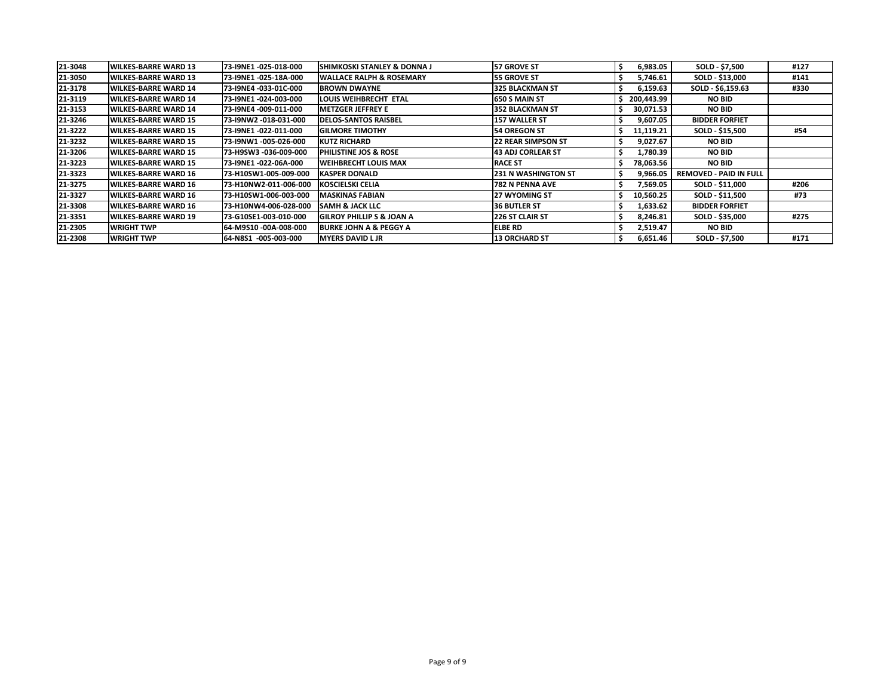| | | | | | | | |
|---|---|---|---|---|---|---|---|
| 21-3048 | WILKES-BARRE WARD 13 | 73-I9NE1 -025-018-000 | SHIMKOSKI STANLEY & DONNA J | 57 GROVE ST | $ 6,983.05 | SOLD - $7,500 | #127 |
| 21-3050 | WILKES-BARRE WARD 13 | 73-I9NE1 -025-18A-000 | WALLACE RALPH & ROSEMARY | 55 GROVE ST | $ 5,746.61 | SOLD - $13,000 | #141 |
| 21-3178 | WILKES-BARRE WARD 14 | 73-I9NE4 -033-01C-000 | BROWN DWAYNE | 325 BLACKMAN ST | $ 6,159.63 | SOLD - $6,159.63 | #330 |
| 21-3119 | WILKES-BARRE WARD 14 | 73-I9NE1 -024-003-000 | LOUIS WEIHBRECHT ETAL | 650 S MAIN ST | $ 200,443.99 | NO BID | |
| 21-3153 | WILKES-BARRE WARD 14 | 73-I9NE4 -009-011-000 | METZGER JEFFREY E | 352 BLACKMAN ST | $ 30,071.53 | NO BID | |
| 21-3246 | WILKES-BARRE WARD 15 | 73-I9NW2 -018-031-000 | DELOS-SANTOS RAISBEL | 157 WALLER ST | $ 9,607.05 | BIDDER FORFIET | |
| 21-3222 | WILKES-BARRE WARD 15 | 73-I9NE1 -022-011-000 | GILMORE TIMOTHY | 54 OREGON ST | $ 11,119.21 | SOLD - $15,500 | #54 |
| 21-3232 | WILKES-BARRE WARD 15 | 73-I9NW1 -005-026-000 | KUTZ RICHARD | 22 REAR SIMPSON ST | $ 9,027.67 | NO BID | |
| 21-3206 | WILKES-BARRE WARD 15 | 73-H9SW3 -036-009-000 | PHILISTINE JOS & ROSE | 43 ADJ CORLEAR ST | $ 1,780.39 | NO BID | |
| 21-3223 | WILKES-BARRE WARD 15 | 73-I9NE1 -022-06A-000 | WEIHBRECHT LOUIS MAX | RACE ST | $ 78,063.56 | NO BID | |
| 21-3323 | WILKES-BARRE WARD 16 | 73-H10SW1-005-009-000 | KASPER DONALD | 231 N WASHINGTON ST | $ 9,966.05 | REMOVED - PAID IN FULL | |
| 21-3275 | WILKES-BARRE WARD 16 | 73-H10NW2-011-006-000 | KOSCIELSKI CELIA | 782 N PENNA AVE | $ 7,569.05 | SOLD - $11,000 | #206 |
| 21-3327 | WILKES-BARRE WARD 16 | 73-H10SW1-006-003-000 | MASKINAS FABIAN | 27 WYOMING ST | $ 10,560.25 | SOLD - $11,500 | #73 |
| 21-3308 | WILKES-BARRE WARD 16 | 73-H10NW4-006-028-000 | SAMH & JACK LLC | 36 BUTLER ST | $ 1,633.62 | BIDDER FORFIET | |
| 21-3351 | WILKES-BARRE WARD 19 | 73-G10SE1-003-010-000 | GILROY PHILLIP S & JOAN A | 226 ST CLAIR ST | $ 8,246.81 | SOLD - $35,000 | #275 |
| 21-2305 | WRIGHT TWP | 64-M9S10 -00A-008-000 | BURKE JOHN A & PEGGY A | ELBE RD | $ 2,519.47 | NO BID | |
| 21-2308 | WRIGHT TWP | 64-N8S1 -005-003-000 | MYERS DAVID L JR | 13 ORCHARD ST | $ 6,651.46 | SOLD - $7,500 | #171 |